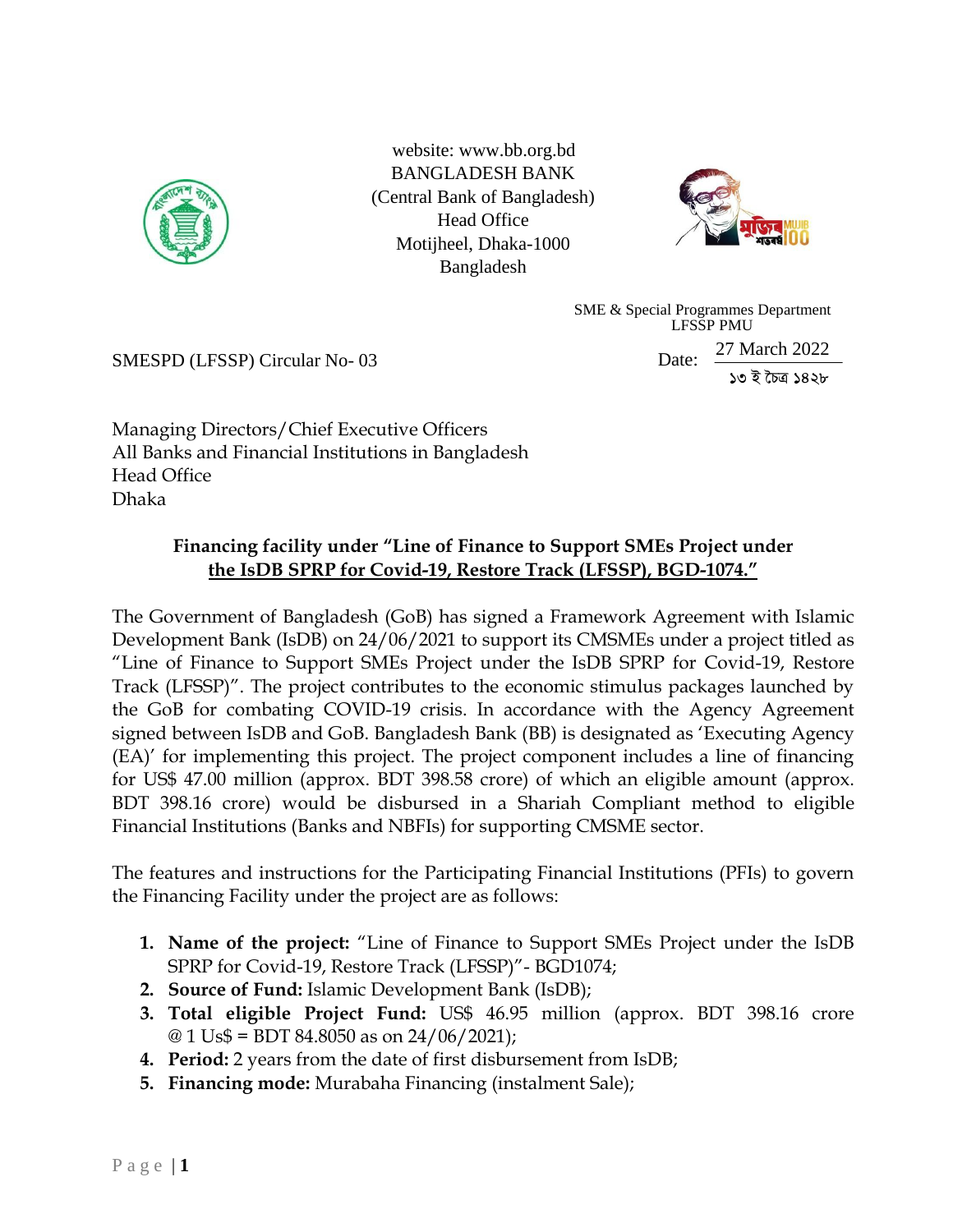website: www.bb.org.bd
BANGLADESH BANK
(Central Bank of Bangladesh)
Head Office
Motijheel, Dhaka-1000
Bangladesh

SME & Special Programmes Department
LFSSP PMU

SMESPD (LFSSP) Circular No- 03

Date: 27 March 2022
১৩ ই চৈত্র ১৪২৮

Managing Directors/Chief Executive Officers
All Banks and Financial Institutions in Bangladesh
Head Office
Dhaka

**Financing facility under "Line of Finance to Support SMEs Project under the IsDB SPRP for Covid-19, Restore Track (LFSSP), BGD-1074."**

The Government of Bangladesh (GoB) has signed a Framework Agreement with Islamic Development Bank (IsDB) on 24/06/2021 to support its CMSMEs under a project titled as "Line of Finance to Support SMEs Project under the IsDB SPRP for Covid-19, Restore Track (LFSSP)". The project contributes to the economic stimulus packages launched by the GoB for combating COVID-19 crisis. In accordance with the Agency Agreement signed between IsDB and GoB. Bangladesh Bank (BB) is designated as 'Executing Agency (EA)' for implementing this project. The project component includes a line of financing for US$ 47.00 million (approx. BDT 398.58 crore) of which an eligible amount (approx. BDT 398.16 crore) would be disbursed in a Shariah Compliant method to eligible Financial Institutions (Banks and NBFIs) for supporting CMSME sector.

The features and instructions for the Participating Financial Institutions (PFIs) to govern the Financing Facility under the project are as follows:

1. **Name of the project:** "Line of Finance to Support SMEs Project under the IsDB SPRP for Covid-19, Restore Track (LFSSP)"- BGD1074;
2. **Source of Fund:** Islamic Development Bank (IsDB);
3. **Total eligible Project Fund:** US$ 46.95 million (approx. BDT 398.16 crore @ 1 Us$ = BDT 84.8050 as on 24/06/2021);
4. **Period:** 2 years from the date of first disbursement from IsDB;
5. **Financing mode:** Murabaha Financing (instalment Sale);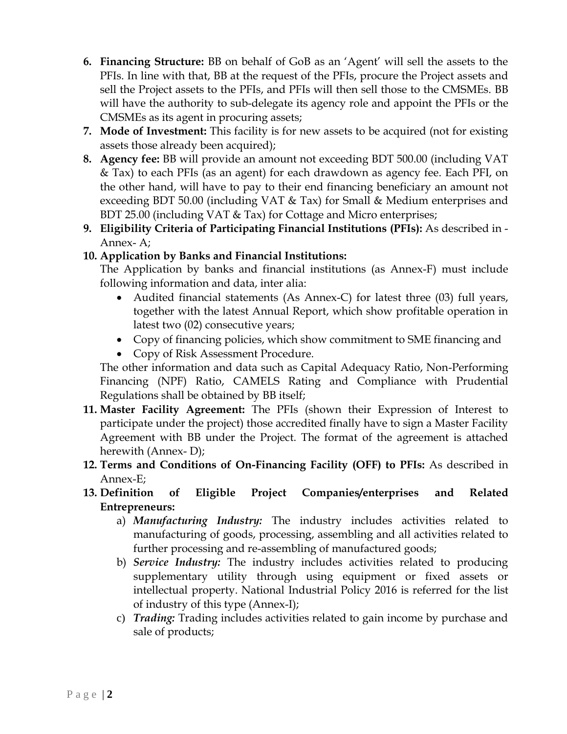6. **Financing Structure:** BB on behalf of GoB as an 'Agent' will sell the assets to the PFIs. In line with that, BB at the request of the PFIs, procure the Project assets and sell the Project assets to the PFIs, and PFIs will then sell those to the CMSMEs. BB will have the authority to sub-delegate its agency role and appoint the PFIs or the CMSMEs as its agent in procuring assets;
7. **Mode of Investment:** This facility is for new assets to be acquired (not for existing assets those already been acquired);
8. **Agency fee:** BB will provide an amount not exceeding BDT 500.00 (including VAT & Tax) to each PFIs (as an agent) for each drawdown as agency fee. Each PFI, on the other hand, will have to pay to their end financing beneficiary an amount not exceeding BDT 50.00 (including VAT & Tax) for Small & Medium enterprises and BDT 25.00 (including VAT & Tax) for Cottage and Micro enterprises;
9. **Eligibility Criteria of Participating Financial Institutions (PFIs):** As described in - Annex- A;
10. **Application by Banks and Financial Institutions:**
    The Application by banks and financial institutions (as Annex-F) must include following information and data, inter alia:
    - Audited financial statements (As Annex-C) for latest three (03) full years, together with the latest Annual Report, which show profitable operation in latest two (02) consecutive years;
    - Copy of financing policies, which show commitment to SME financing and
    - Copy of Risk Assessment Procedure.

    The other information and data such as Capital Adequacy Ratio, Non-Performing Financing (NPF) Ratio, CAMELS Rating and Compliance with Prudential Regulations shall be obtained by BB itself;
11. **Master Facility Agreement:** The PFIs (shown their Expression of Interest to participate under the project) those accredited finally have to sign a Master Facility Agreement with BB under the Project. The format of the agreement is attached herewith (Annex- D);
12. **Terms and Conditions of On-Financing Facility (OFF) to PFIs:** As described in Annex-E;
13. **Definition of Eligible Project Companies/enterprises and Related Entrepreneurs:**
    a) ***Manufacturing Industry:*** The industry includes activities related to manufacturing of goods, processing, assembling and all activities related to further processing and re-assembling of manufactured goods;
    b) ***Service Industry:*** The industry includes activities related to producing supplementary utility through using equipment or fixed assets or intellectual property. National Industrial Policy 2016 is referred for the list of industry of this type (Annex-I);
    c) ***Trading:*** Trading includes activities related to gain income by purchase and sale of products;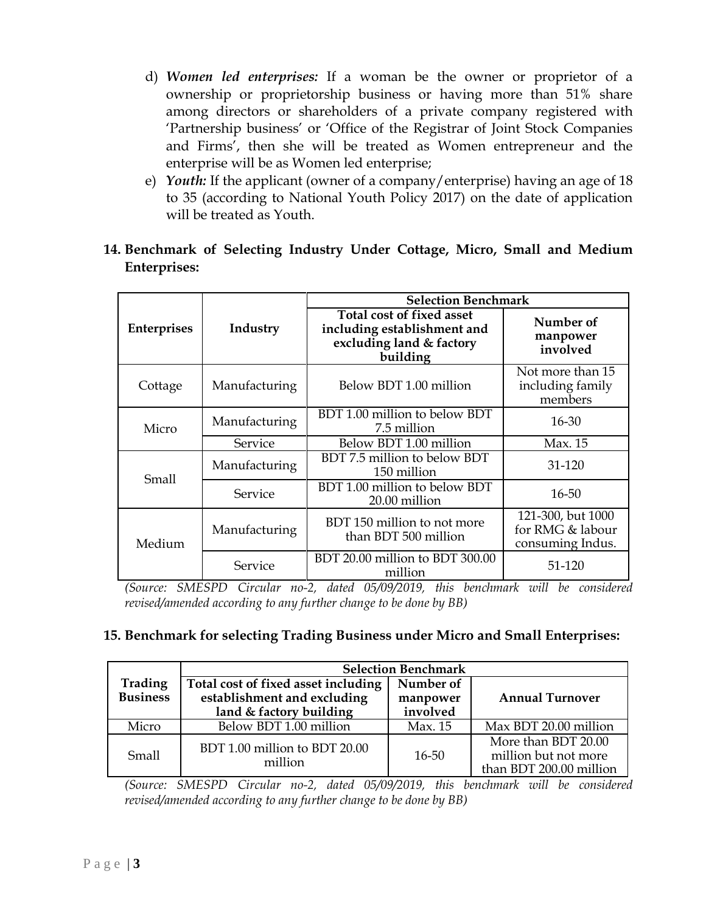d) ***Women led enterprises:*** If a woman be the owner or proprietor of a ownership or proprietorship business or having more than 51% share among directors or shareholders of a private company registered with 'Partnership business' or 'Office of the Registrar of Joint Stock Companies and Firms', then she will be treated as Women entrepreneur and the enterprise will be as Women led enterprise;

e) ***Youth:*** If the applicant (owner of a company/enterprise) having an age of 18 to 35 (according to National Youth Policy 2017) on the date of application will be treated as Youth.

**14. Benchmark of Selecting Industry Under Cottage, Micro, Small and Medium Enterprises:**

| Enterprises | Industry | Selection Benchmark | |
|---|---|---|---|
| | | **Total cost of fixed asset including establishment and excluding land & factory building** | **Number of manpower involved** |
| Cottage | Manufacturing | Below BDT 1.00 million | Not more than 15 including family members |
| Micro | Manufacturing | BDT 1.00 million to below BDT 7.5 million | 16-30 |
| | Service | Below BDT 1.00 million | Max. 15 |
| Small | Manufacturing | BDT 7.5 million to below BDT 150 million | 31-120 |
| | Service | BDT 1.00 million to below BDT 20.00 million | 16-50 |
| Medium | Manufacturing | BDT 150 million to not more than BDT 500 million | 121-300, but 1000 for RMG & labour consuming Indus. |
| | Service | BDT 20.00 million to BDT 300.00 million | 51-120 |

*(Source: SMESPD Circular no-2, dated 05/09/2019, this benchmark will be considered revised/amended according to any further change to be done by BB)*

**15. Benchmark for selecting Trading Business under Micro and Small Enterprises:**

| Trading Business | Selection Benchmark | | |
|---|---|---|---|
| | **Total cost of fixed asset including establishment and excluding land & factory building** | **Number of manpower involved** | **Annual Turnover** |
| Micro | Below BDT 1.00 million | Max. 15 | Max BDT 20.00 million |
| Small | BDT 1.00 million to BDT 20.00 million | 16-50 | More than BDT 20.00 million but not more than BDT 200.00 million |

*(Source: SMESPD Circular no-2, dated 05/09/2019, this benchmark will be considered revised/amended according to any further change to be done by BB)*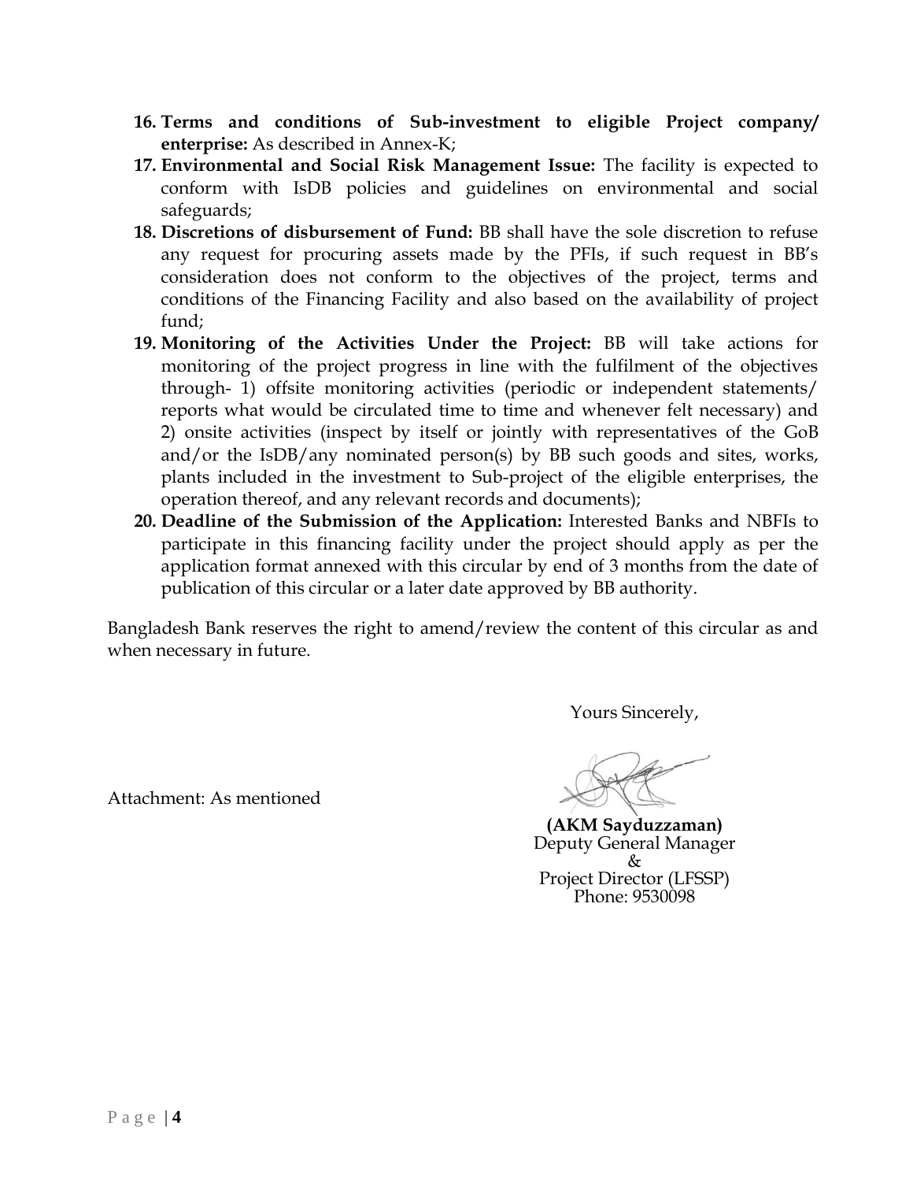16. **Terms and conditions of Sub-investment to eligible Project company/ enterprise:** As described in Annex-K;
17. **Environmental and Social Risk Management Issue:** The facility is expected to conform with IsDB policies and guidelines on environmental and social safeguards;
18. **Discretions of disbursement of Fund:** BB shall have the sole discretion to refuse any request for procuring assets made by the PFIs, if such request in BB's consideration does not conform to the objectives of the project, terms and conditions of the Financing Facility and also based on the availability of project fund;
19. **Monitoring of the Activities Under the Project:** BB will take actions for monitoring of the project progress in line with the fulfilment of the objectives through- 1) offsite monitoring activities (periodic or independent statements/ reports what would be circulated time to time and whenever felt necessary) and 2) onsite activities (inspect by itself or jointly with representatives of the GoB and/or the IsDB/any nominated person(s) by BB such goods and sites, works, plants included in the investment to Sub-project of the eligible enterprises, the operation thereof, and any relevant records and documents);
20. **Deadline of the Submission of the Application:** Interested Banks and NBFIs to participate in this financing facility under the project should apply as per the application format annexed with this circular by end of 3 months from the date of publication of this circular or a later date approved by BB authority.

Bangladesh Bank reserves the right to amend/review the content of this circular as and when necessary in future.

Yours Sincerely,

Attachment: As mentioned

**(AKM Sayduzzaman)**
Deputy General Manager
&
Project Director (LFSSP)
Phone: 9530098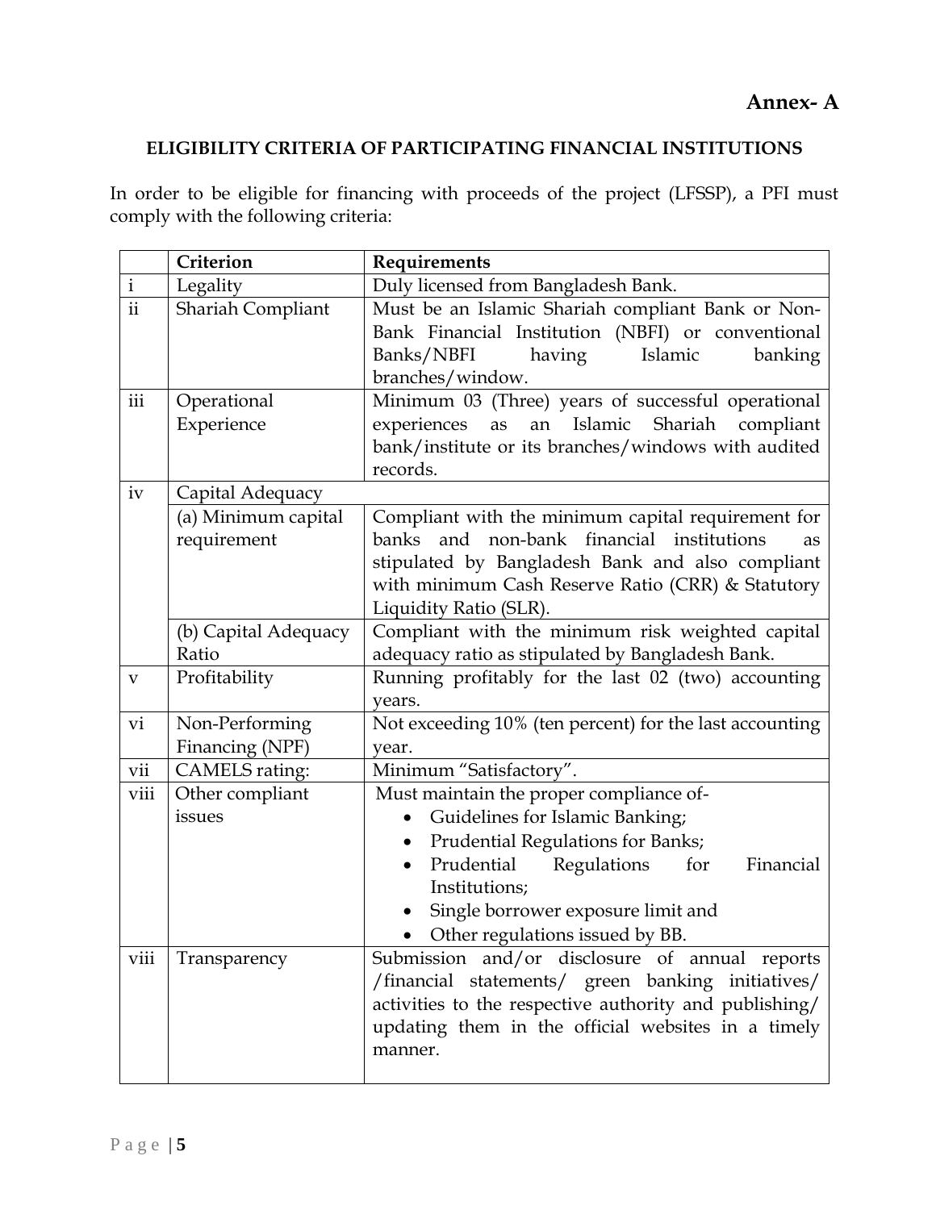**Annex- A**

## ELIGIBILITY CRITERIA OF PARTICIPATING FINANCIAL INSTITUTIONS

In order to be eligible for financing with proceeds of the project (LFSSP), a PFI must comply with the following criteria:

| | Criterion | Requirements |
|---|---|---|
| i | Legality | Duly licensed from Bangladesh Bank. |
| ii | Shariah Compliant | Must be an Islamic Shariah compliant Bank or Non-Bank Financial Institution (NBFI) or conventional Banks/NBFI having Islamic banking branches/window. |
| iii | Operational Experience | Minimum 03 (Three) years of successful operational experiences as an Islamic Shariah compliant bank/institute or its branches/windows with audited records. |
| iv | Capital Adequacy | |
| | (a) Minimum capital requirement | Compliant with the minimum capital requirement for banks and non-bank financial institutions as stipulated by Bangladesh Bank and also compliant with minimum Cash Reserve Ratio (CRR) & Statutory Liquidity Ratio (SLR). |
| | (b) Capital Adequacy Ratio | Compliant with the minimum risk weighted capital adequacy ratio as stipulated by Bangladesh Bank. |
| v | Profitability | Running profitably for the last 02 (two) accounting years. |
| vi | Non-Performing Financing (NPF) | Not exceeding 10% (ten percent) for the last accounting year. |
| vii | CAMELS rating: | Minimum "Satisfactory". |
| viii | Other compliant issues | Must maintain the proper compliance of-<br>• Guidelines for Islamic Banking;<br>• Prudential Regulations for Banks;<br>• Prudential Regulations for Financial Institutions;<br>• Single borrower exposure limit and<br>• Other regulations issued by BB. |
| viii | Transparency | Submission and/or disclosure of annual reports /financial statements/ green banking initiatives/ activities to the respective authority and publishing/ updating them in the official websites in a timely manner. |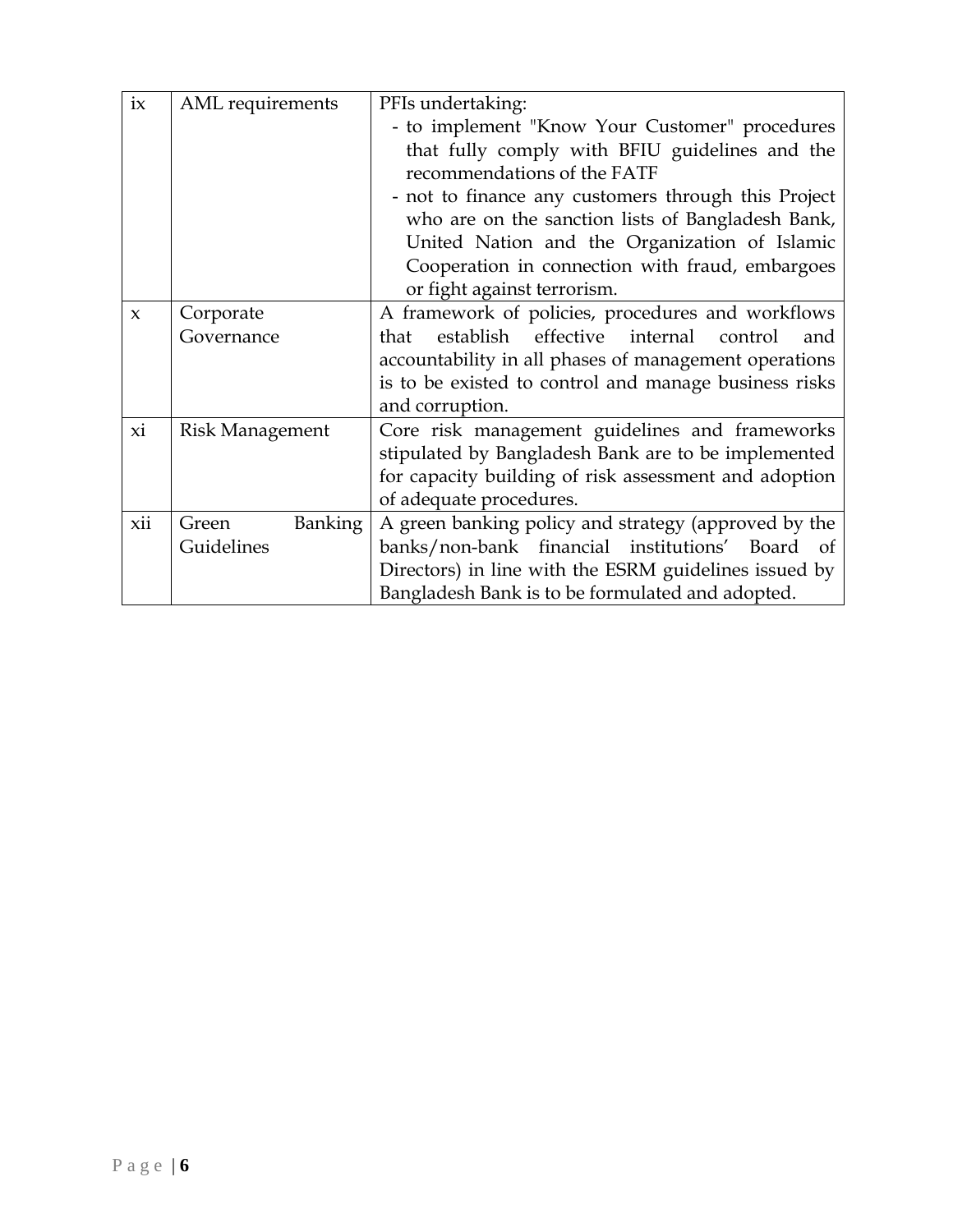| ix | AML requirements | PFIs undertaking:<br>- to implement "Know Your Customer" procedures that fully comply with BFIU guidelines and the recommendations of the FATF<br>- not to finance any customers through this Project who are on the sanction lists of Bangladesh Bank, United Nation and the Organization of Islamic Cooperation in connection with fraud, embargoes or fight against terrorism. |
|---|---|---|
| x | Corporate Governance | A framework of policies, procedures and workflows that establish effective internal control and accountability in all phases of management operations is to be existed to control and manage business risks and corruption. |
| xi | Risk Management | Core risk management guidelines and frameworks stipulated by Bangladesh Bank are to be implemented for capacity building of risk assessment and adoption of adequate procedures. |
| xii | Green Banking Guidelines | A green banking policy and strategy (approved by the banks/non-bank financial institutions' Board of Directors) in line with the ESRM guidelines issued by Bangladesh Bank is to be formulated and adopted. |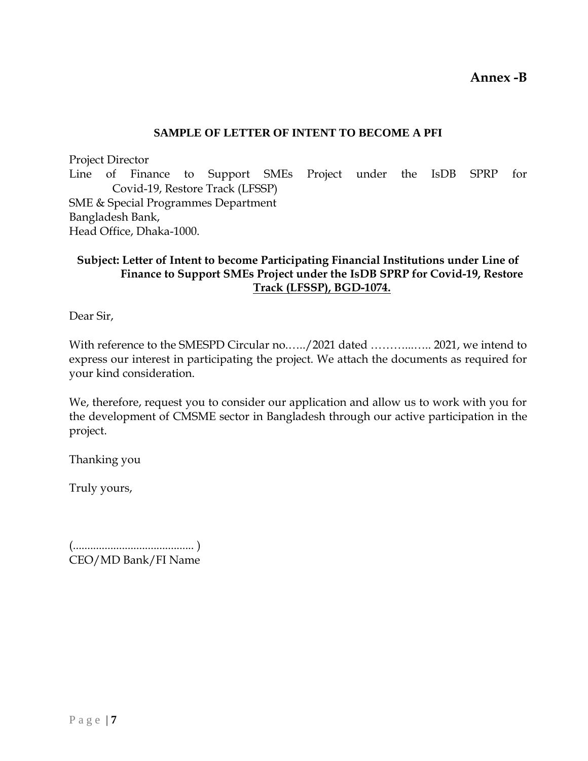**Annex -B**

**SAMPLE OF LETTER OF INTENT TO BECOME A PFI**

Project Director
Line of Finance to Support SMEs Project under the IsDB SPRP for Covid-19, Restore Track (LFSSP)
SME & Special Programmes Department
Bangladesh Bank,
Head Office, Dhaka-1000.

**Subject: Letter of Intent to become Participating Financial Institutions under Line of Finance to Support SMEs Project under the IsDB SPRP for Covid-19, Restore Track (LFSSP), BGD-1074.**

Dear Sir,

With reference to the SMESPD Circular no.…../2021 dated ………..….. 2021, we intend to express our interest in participating the project. We attach the documents as required for your kind consideration.

We, therefore, request you to consider our application and allow us to work with you for the development of CMSME sector in Bangladesh through our active participation in the project.

Thanking you

Truly yours,

(......................................... )
CEO/MD Bank/FI Name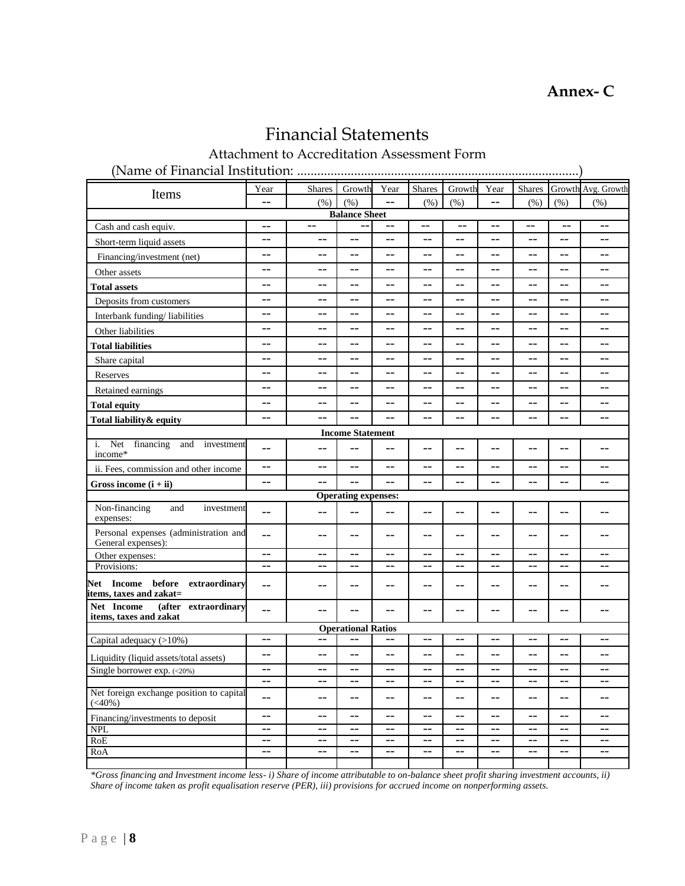**Annex- C**

# Financial Statements

## Attachment to Accreditation Assessment Form

(Name of Financial Institution: ..................................................................................)

| Items | Year | Shares | Growth | Year | Shares | Growth | Year | Shares | Growth | Avg. Growth |
|---|---|---|---|---|---|---|---|---|---|---|
| | -- | (%) | (%) | -- | (%) | (%) | -- | (%) | (%) | (%) |
| **Balance Sheet** | | | | | | | | | | |
| Cash and cash equiv. | -- | -- | -- | -- | -- | -- | -- | -- | -- | -- |
| Short-term liquid assets | -- | -- | -- | -- | -- | -- | -- | -- | -- | -- |
| Financing/investment (net) | -- | -- | -- | -- | -- | -- | -- | -- | -- | -- |
| Other assets | -- | -- | -- | -- | -- | -- | -- | -- | -- | -- |
| **Total assets** | -- | -- | -- | -- | -- | -- | -- | -- | -- | -- |
| Deposits from customers | -- | -- | -- | -- | -- | -- | -- | -- | -- | -- |
| Interbank funding/ liabilities | -- | -- | -- | -- | -- | -- | -- | -- | -- | -- |
| Other liabilities | -- | -- | -- | -- | -- | -- | -- | -- | -- | -- |
| **Total liabilities** | -- | -- | -- | -- | -- | -- | -- | -- | -- | -- |
| Share capital | -- | -- | -- | -- | -- | -- | -- | -- | -- | -- |
| Reserves | -- | -- | -- | -- | -- | -- | -- | -- | -- | -- |
| Retained earnings | -- | -- | -- | -- | -- | -- | -- | -- | -- | -- |
| **Total equity** | -- | -- | -- | -- | -- | -- | -- | -- | -- | -- |
| **Total liability& equity** | -- | -- | -- | -- | -- | -- | -- | -- | -- | -- |
| **Income Statement** | | | | | | | | | | |
| i. Net financing and investment income* | -- | -- | -- | -- | -- | -- | -- | -- | -- | -- |
| ii. Fees, commission and other income | -- | -- | -- | -- | -- | -- | -- | -- | -- | -- |
| **Gross income (i + ii)** | -- | -- | -- | -- | -- | -- | -- | -- | -- | -- |
| **Operating expenses:** | | | | | | | | | | |
| Non-financing and investment expenses: | -- | -- | -- | -- | -- | -- | -- | -- | -- | -- |
| Personal expenses (administration and General expenses): | -- | -- | -- | -- | -- | -- | -- | -- | -- | -- |
| Other expenses: | -- | -- | -- | -- | -- | -- | -- | -- | -- | -- |
| Provisions: | -- | -- | -- | -- | -- | -- | -- | -- | -- | -- |
| **Net Income before extraordinary items, taxes and zakat=** | -- | -- | -- | -- | -- | -- | -- | -- | -- | -- |
| **Net Income (after extraordinary items, taxes and zakat** | -- | -- | -- | -- | -- | -- | -- | -- | -- | -- |
| **Operational Ratios** | | | | | | | | | | |
| Capital adequacy (>10%) | -- | -- | -- | -- | -- | -- | -- | -- | -- | -- |
| Liquidity (liquid assets/total assets) | -- | -- | -- | -- | -- | -- | -- | -- | -- | -- |
| Single borrower exp. (<20%) | -- | -- | -- | -- | -- | -- | -- | -- | -- | -- |
| | -- | -- | -- | -- | -- | -- | -- | -- | -- | -- |
| Net foreign exchange position to capital (<40%) | -- | -- | -- | -- | -- | -- | -- | -- | -- | -- |
| Financing/investments to deposit | -- | -- | -- | -- | -- | -- | -- | -- | -- | -- |
| NPL | -- | -- | -- | -- | -- | -- | -- | -- | -- | -- |
| RoE | -- | -- | -- | -- | -- | -- | -- | -- | -- | -- |
| RoA | -- | -- | -- | -- | -- | -- | -- | -- | -- | -- |
| | | | | | | | | | | |

*\*Gross financing and Investment income less- i) Share of income attributable to on-balance sheet profit sharing investment accounts, ii) Share of income taken as profit equalisation reserve (PER), iii) provisions for accrued income on nonperforming assets.*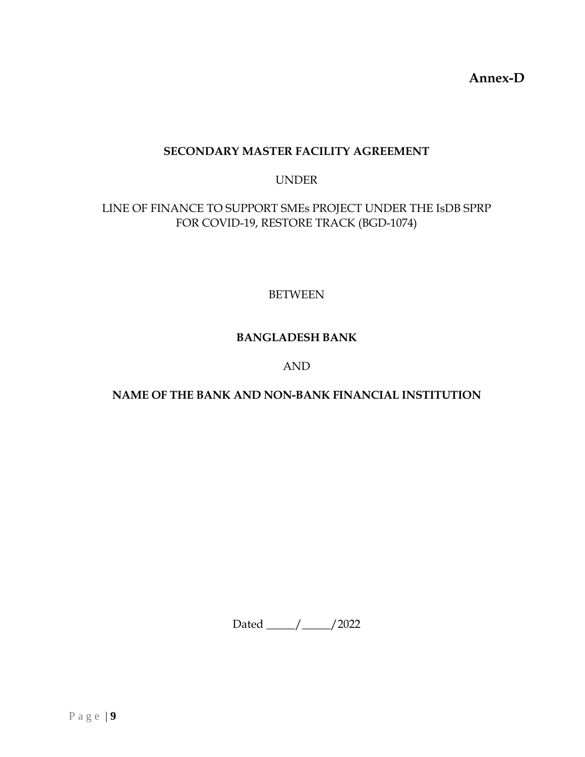**Annex-D**

# SECONDARY MASTER FACILITY AGREEMENT

UNDER

LINE OF FINANCE TO SUPPORT SMEs PROJECT UNDER THE IsDB SPRP FOR COVID-19, RESTORE TRACK (BGD-1074)

BETWEEN

**BANGLADESH BANK**

AND

**NAME OF THE BANK AND NON-BANK FINANCIAL INSTITUTION**

Dated _____/_____/2022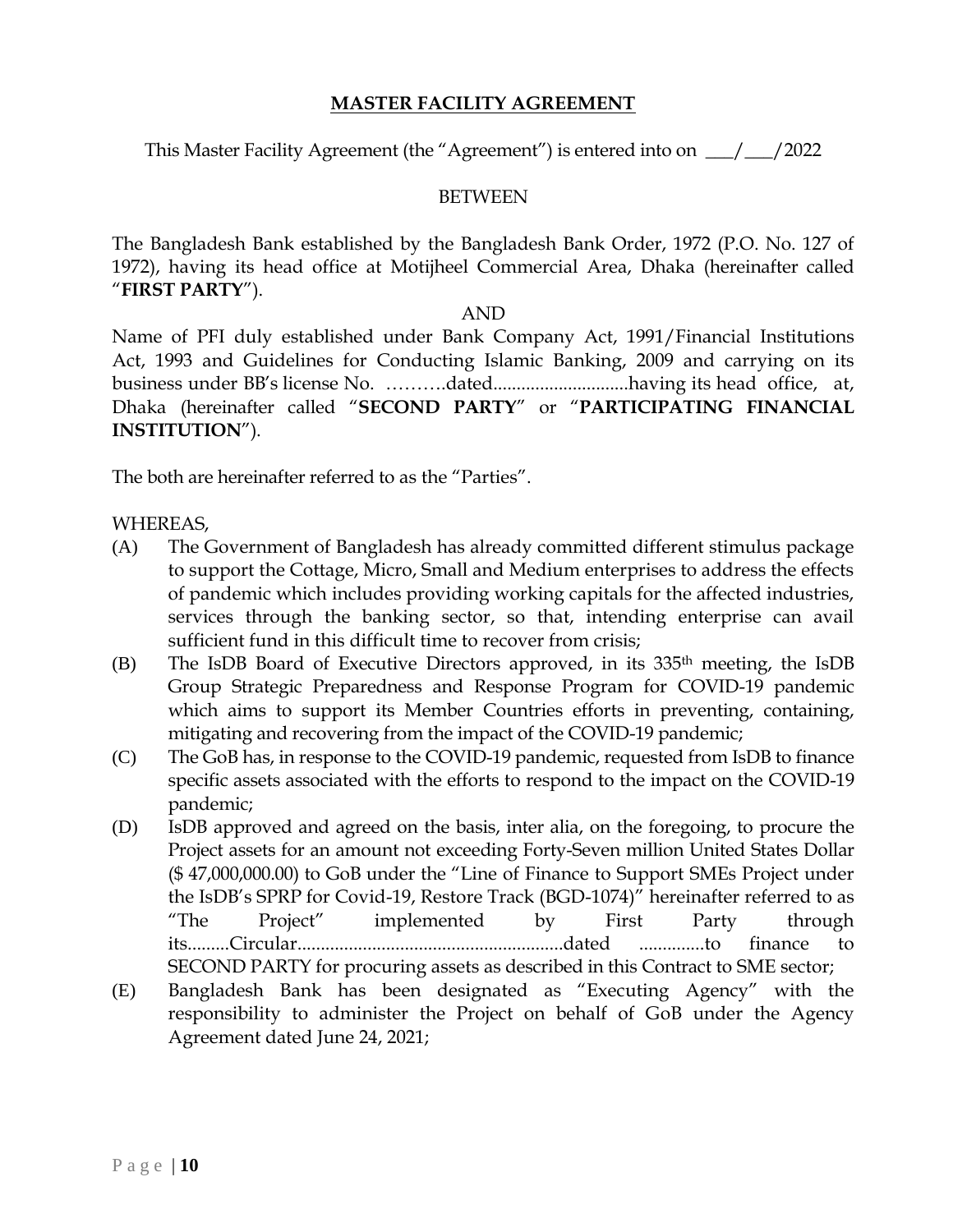## MASTER FACILITY AGREEMENT

This Master Facility Agreement (the "Agreement") is entered into on \_\_\_/\_\_\_/2022

BETWEEN

The Bangladesh Bank established by the Bangladesh Bank Order, 1972 (P.O. No. 127 of 1972), having its head office at Motijheel Commercial Area, Dhaka (hereinafter called "**FIRST PARTY**").

AND

Name of PFI duly established under Bank Company Act, 1991/Financial Institutions Act, 1993 and Guidelines for Conducting Islamic Banking, 2009 and carrying on its business under BB's license No. ……….dated............................having its head office, at, Dhaka (hereinafter called "**SECOND PARTY**" or "**PARTICIPATING FINANCIAL INSTITUTION**").

The both are hereinafter referred to as the "Parties".

WHEREAS,

(A) The Government of Bangladesh has already committed different stimulus package to support the Cottage, Micro, Small and Medium enterprises to address the effects of pandemic which includes providing working capitals for the affected industries, services through the banking sector, so that, intending enterprise can avail sufficient fund in this difficult time to recover from crisis;

(B) The IsDB Board of Executive Directors approved, in its 335th meeting, the IsDB Group Strategic Preparedness and Response Program for COVID-19 pandemic which aims to support its Member Countries efforts in preventing, containing, mitigating and recovering from the impact of the COVID-19 pandemic;

(C) The GoB has, in response to the COVID-19 pandemic, requested from IsDB to finance specific assets associated with the efforts to respond to the impact on the COVID-19 pandemic;

(D) IsDB approved and agreed on the basis, inter alia, on the foregoing, to procure the Project assets for an amount not exceeding Forty-Seven million United States Dollar ($ 47,000,000.00) to GoB under the "Line of Finance to Support SMEs Project under the IsDB's SPRP for Covid-19, Restore Track (BGD-1074)" hereinafter referred to as "The Project" implemented by First Party through its.........Circular.........................................................dated ..............to finance to SECOND PARTY for procuring assets as described in this Contract to SME sector;

(E) Bangladesh Bank has been designated as "Executing Agency" with the responsibility to administer the Project on behalf of GoB under the Agency Agreement dated June 24, 2021;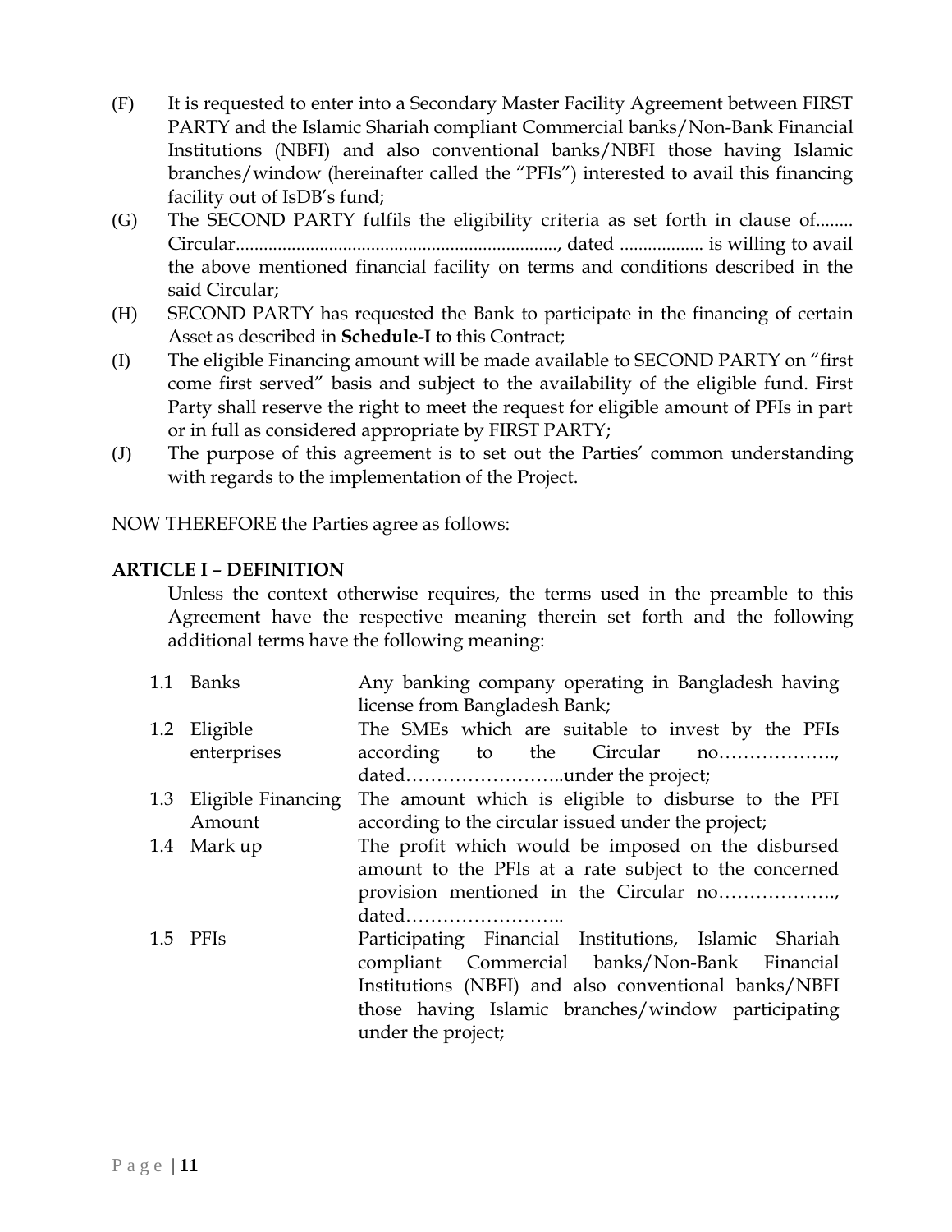(F) It is requested to enter into a Secondary Master Facility Agreement between FIRST PARTY and the Islamic Shariah compliant Commercial banks/Non-Bank Financial Institutions (NBFI) and also conventional banks/NBFI those having Islamic branches/window (hereinafter called the "PFIs") interested to avail this financing facility out of IsDB's fund;

(G) The SECOND PARTY fulfils the eligibility criteria as set forth in clause of........ Circular......................................................................, dated .................. is willing to avail the above mentioned financial facility on terms and conditions described in the said Circular;

(H) SECOND PARTY has requested the Bank to participate in the financing of certain Asset as described in **Schedule-I** to this Contract;

(I) The eligible Financing amount will be made available to SECOND PARTY on "first come first served" basis and subject to the availability of the eligible fund. First Party shall reserve the right to meet the request for eligible amount of PFIs in part or in full as considered appropriate by FIRST PARTY;

(J) The purpose of this agreement is to set out the Parties' common understanding with regards to the implementation of the Project.

NOW THEREFORE the Parties agree as follows:

**ARTICLE I – DEFINITION**

Unless the context otherwise requires, the terms used in the preamble to this Agreement have the respective meaning therein set forth and the following additional terms have the following meaning:

| | | |
|---|---|---|
| 1.1 | Banks | Any banking company operating in Bangladesh having license from Bangladesh Bank; |
| 1.2 | Eligible enterprises | The SMEs which are suitable to invest by the PFIs according to the Circular no………………., dated……………………..under the project; |
| 1.3 | Eligible Financing Amount | The amount which is eligible to disburse to the PFI according to the circular issued under the project; |
| 1.4 | Mark up | The profit which would be imposed on the disbursed amount to the PFIs at a rate subject to the concerned provision mentioned in the Circular no………………., dated…………………….. |
| 1.5 | PFIs | Participating Financial Institutions, Islamic Shariah compliant Commercial banks/Non-Bank Financial Institutions (NBFI) and also conventional banks/NBFI those having Islamic branches/window participating under the project; |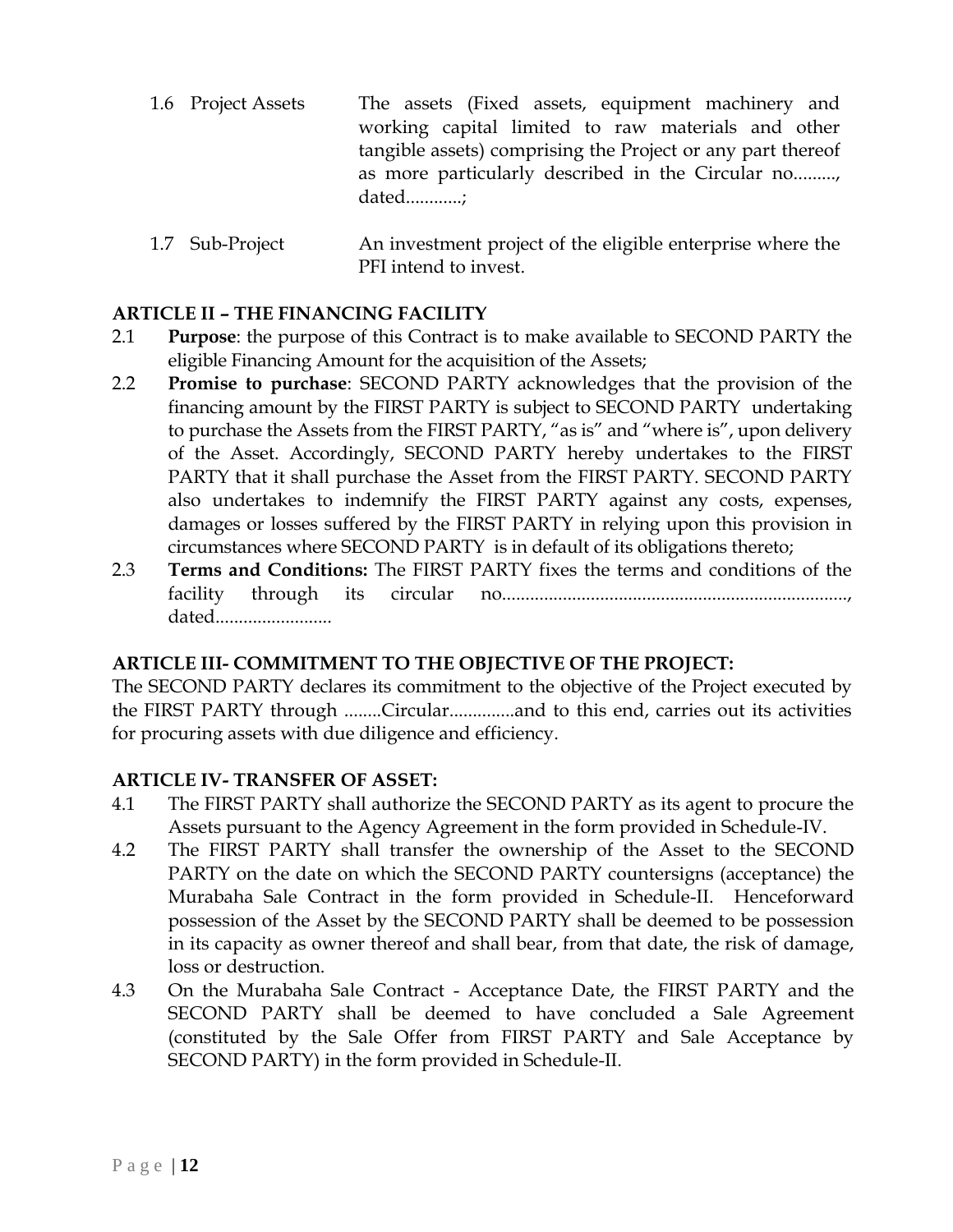| | |
|---|---|
| 1.6 Project Assets | The assets (Fixed assets, equipment machinery and working capital limited to raw materials and other tangible assets) comprising the Project or any part thereof as more particularly described in the Circular no........., dated............; |
| 1.7 Sub-Project | An investment project of the eligible enterprise where the PFI intend to invest. |

**ARTICLE II – THE FINANCING FACILITY**

2.1 **Purpose**: the purpose of this Contract is to make available to SECOND PARTY the eligible Financing Amount for the acquisition of the Assets;

2.2 **Promise to purchase**: SECOND PARTY acknowledges that the provision of the financing amount by the FIRST PARTY is subject to SECOND PARTY undertaking to purchase the Assets from the FIRST PARTY, "as is" and "where is", upon delivery of the Asset. Accordingly, SECOND PARTY hereby undertakes to the FIRST PARTY that it shall purchase the Asset from the FIRST PARTY. SECOND PARTY also undertakes to indemnify the FIRST PARTY against any costs, expenses, damages or losses suffered by the FIRST PARTY in relying upon this provision in circumstances where SECOND PARTY is in default of its obligations thereto;

2.3 **Terms and Conditions:** The FIRST PARTY fixes the terms and conditions of the facility through its circular no.........................................................................., dated.........................

**ARTICLE III- COMMITMENT TO THE OBJECTIVE OF THE PROJECT:**

The SECOND PARTY declares its commitment to the objective of the Project executed by the FIRST PARTY through ........Circular..............and to this end, carries out its activities for procuring assets with due diligence and efficiency.

**ARTICLE IV- TRANSFER OF ASSET:**

4.1 The FIRST PARTY shall authorize the SECOND PARTY as its agent to procure the Assets pursuant to the Agency Agreement in the form provided in Schedule-IV.

4.2 The FIRST PARTY shall transfer the ownership of the Asset to the SECOND PARTY on the date on which the SECOND PARTY countersigns (acceptance) the Murabaha Sale Contract in the form provided in Schedule-II. Henceforward possession of the Asset by the SECOND PARTY shall be deemed to be possession in its capacity as owner thereof and shall bear, from that date, the risk of damage, loss or destruction.

4.3 On the Murabaha Sale Contract - Acceptance Date, the FIRST PARTY and the SECOND PARTY shall be deemed to have concluded a Sale Agreement (constituted by the Sale Offer from FIRST PARTY and Sale Acceptance by SECOND PARTY) in the form provided in Schedule-II.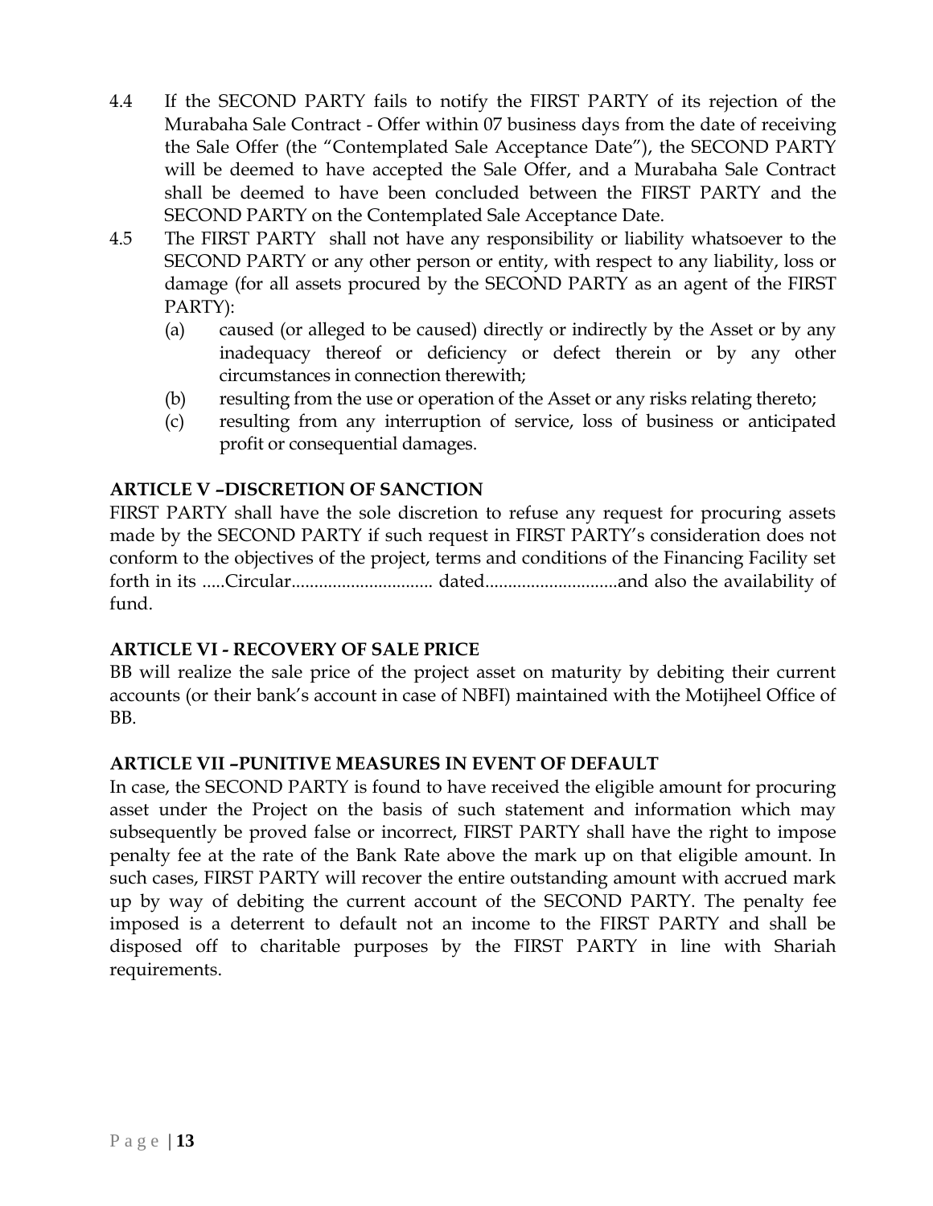4.4 If the SECOND PARTY fails to notify the FIRST PARTY of its rejection of the Murabaha Sale Contract - Offer within 07 business days from the date of receiving the Sale Offer (the "Contemplated Sale Acceptance Date"), the SECOND PARTY will be deemed to have accepted the Sale Offer, and a Murabaha Sale Contract shall be deemed to have been concluded between the FIRST PARTY and the SECOND PARTY on the Contemplated Sale Acceptance Date.

4.5 The FIRST PARTY shall not have any responsibility or liability whatsoever to the SECOND PARTY or any other person or entity, with respect to any liability, loss or damage (for all assets procured by the SECOND PARTY as an agent of the FIRST PARTY):

(a) caused (or alleged to be caused) directly or indirectly by the Asset or by any inadequacy thereof or deficiency or defect therein or by any other circumstances in connection therewith;

(b) resulting from the use or operation of the Asset or any risks relating thereto;

(c) resulting from any interruption of service, loss of business or anticipated profit or consequential damages.

**ARTICLE V –DISCRETION OF SANCTION**

FIRST PARTY shall have the sole discretion to refuse any request for procuring assets made by the SECOND PARTY if such request in FIRST PARTY's consideration does not conform to the objectives of the project, terms and conditions of the Financing Facility set forth in its .....Circular............................... dated.............................and also the availability of fund.

**ARTICLE VI - RECOVERY OF SALE PRICE**

BB will realize the sale price of the project asset on maturity by debiting their current accounts (or their bank's account in case of NBFI) maintained with the Motijheel Office of BB.

**ARTICLE VII –PUNITIVE MEASURES IN EVENT OF DEFAULT**

In case, the SECOND PARTY is found to have received the eligible amount for procuring asset under the Project on the basis of such statement and information which may subsequently be proved false or incorrect, FIRST PARTY shall have the right to impose penalty fee at the rate of the Bank Rate above the mark up on that eligible amount. In such cases, FIRST PARTY will recover the entire outstanding amount with accrued mark up by way of debiting the current account of the SECOND PARTY. The penalty fee imposed is a deterrent to default not an income to the FIRST PARTY and shall be disposed off to charitable purposes by the FIRST PARTY in line with Shariah requirements.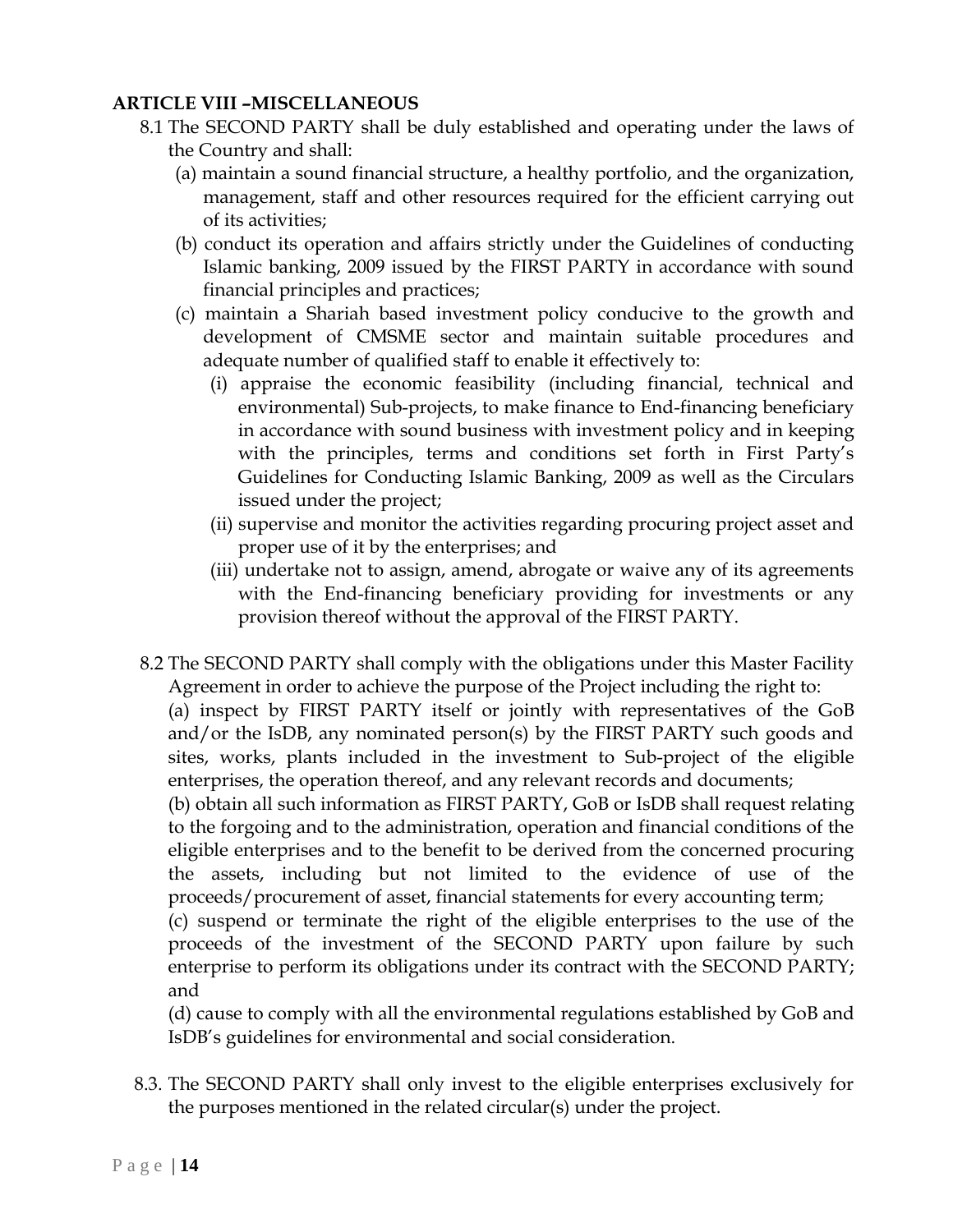**ARTICLE VIII –MISCELLANEOUS**

8.1 The SECOND PARTY shall be duly established and operating under the laws of the Country and shall:

(a) maintain a sound financial structure, a healthy portfolio, and the organization, management, staff and other resources required for the efficient carrying out of its activities;

(b) conduct its operation and affairs strictly under the Guidelines of conducting Islamic banking, 2009 issued by the FIRST PARTY in accordance with sound financial principles and practices;

(c) maintain a Shariah based investment policy conducive to the growth and development of CMSME sector and maintain suitable procedures and adequate number of qualified staff to enable it effectively to:

(i) appraise the economic feasibility (including financial, technical and environmental) Sub-projects, to make finance to End-financing beneficiary in accordance with sound business with investment policy and in keeping with the principles, terms and conditions set forth in First Party's Guidelines for Conducting Islamic Banking, 2009 as well as the Circulars issued under the project;

(ii) supervise and monitor the activities regarding procuring project asset and proper use of it by the enterprises; and

(iii) undertake not to assign, amend, abrogate or waive any of its agreements with the End-financing beneficiary providing for investments or any provision thereof without the approval of the FIRST PARTY.

8.2 The SECOND PARTY shall comply with the obligations under this Master Facility Agreement in order to achieve the purpose of the Project including the right to:

(a) inspect by FIRST PARTY itself or jointly with representatives of the GoB and/or the IsDB, any nominated person(s) by the FIRST PARTY such goods and sites, works, plants included in the investment to Sub-project of the eligible enterprises, the operation thereof, and any relevant records and documents;

(b) obtain all such information as FIRST PARTY, GoB or IsDB shall request relating to the forgoing and to the administration, operation and financial conditions of the eligible enterprises and to the benefit to be derived from the concerned procuring the assets, including but not limited to the evidence of use of the proceeds/procurement of asset, financial statements for every accounting term;

(c) suspend or terminate the right of the eligible enterprises to the use of the proceeds of the investment of the SECOND PARTY upon failure by such enterprise to perform its obligations under its contract with the SECOND PARTY; and

(d) cause to comply with all the environmental regulations established by GoB and IsDB's guidelines for environmental and social consideration.

8.3. The SECOND PARTY shall only invest to the eligible enterprises exclusively for the purposes mentioned in the related circular(s) under the project.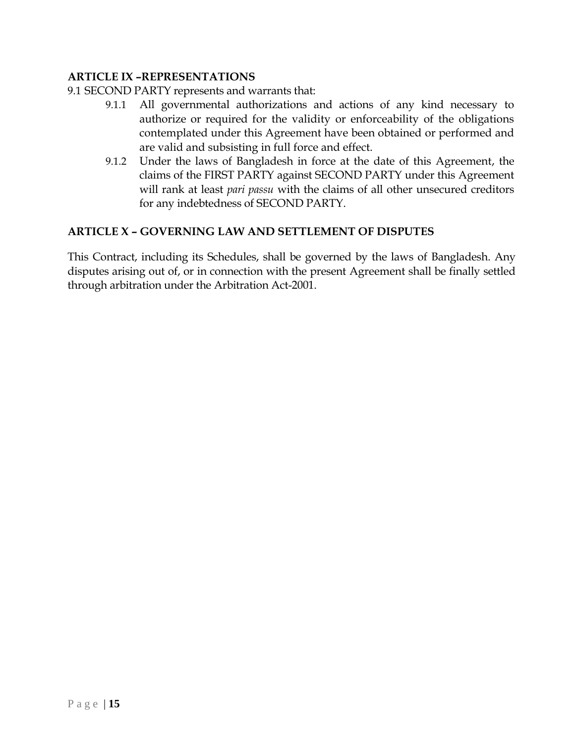**ARTICLE IX –REPRESENTATIONS**

9.1 SECOND PARTY represents and warrants that:

- 9.1.1 All governmental authorizations and actions of any kind necessary to authorize or required for the validity or enforceability of the obligations contemplated under this Agreement have been obtained or performed and are valid and subsisting in full force and effect.
- 9.1.2 Under the laws of Bangladesh in force at the date of this Agreement, the claims of the FIRST PARTY against SECOND PARTY under this Agreement will rank at least *pari passu* with the claims of all other unsecured creditors for any indebtedness of SECOND PARTY.

**ARTICLE X – GOVERNING LAW AND SETTLEMENT OF DISPUTES**

This Contract, including its Schedules, shall be governed by the laws of Bangladesh. Any disputes arising out of, or in connection with the present Agreement shall be finally settled through arbitration under the Arbitration Act-2001.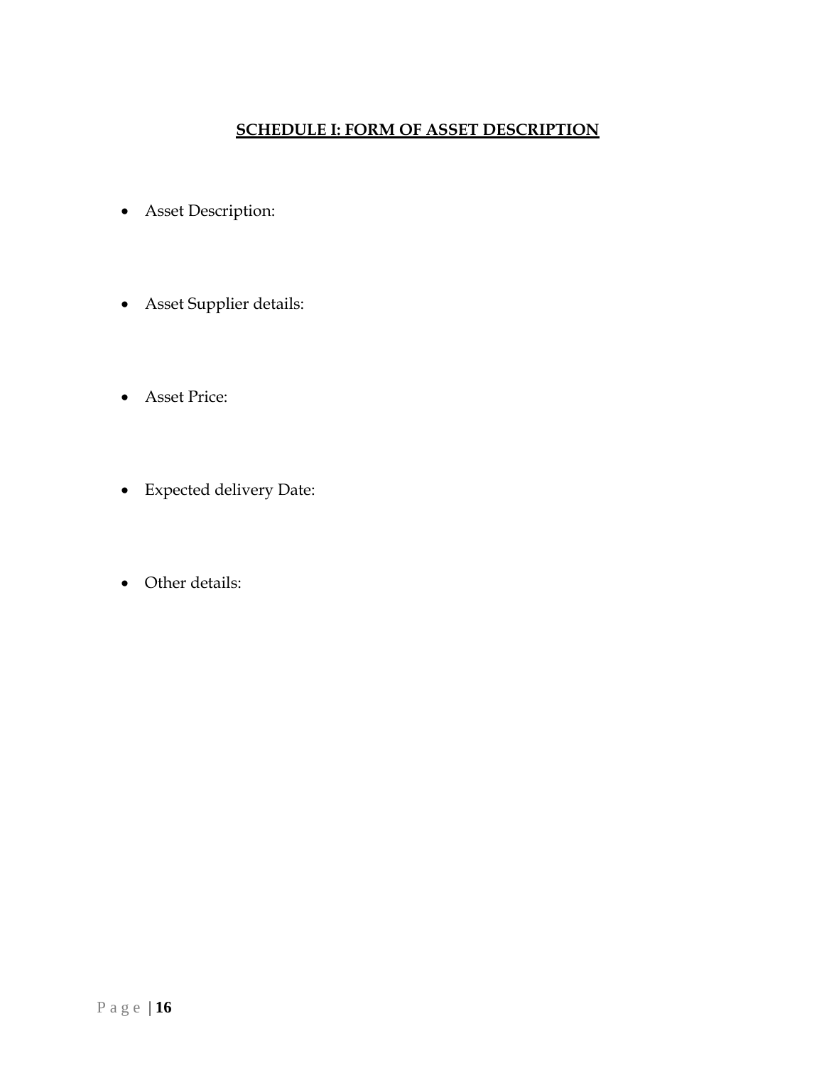## SCHEDULE I: FORM OF ASSET DESCRIPTION

- Asset Description:
- Asset Supplier details:
- Asset Price:
- Expected delivery Date:
- Other details: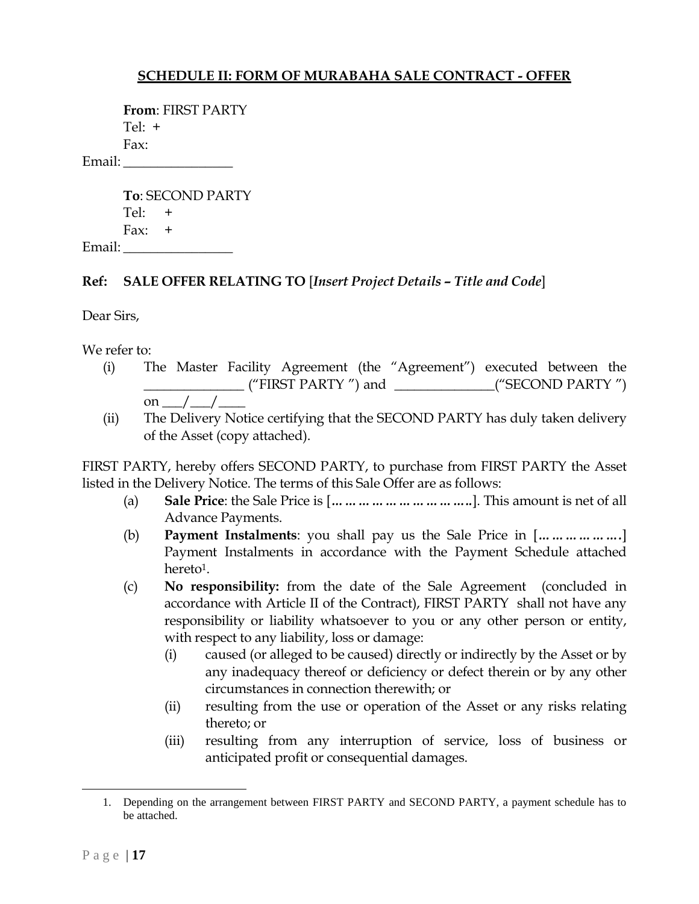## SCHEDULE II: FORM OF MURABAHA SALE CONTRACT - OFFER

**From**: FIRST PARTY
Tel: +
Fax:
Email: ________________

**To**: SECOND PARTY
Tel: +
Fax: +
Email: ________________

**Ref: SALE OFFER RELATING TO** [*Insert Project Details – Title and Code*]

Dear Sirs,

We refer to:

(i) The Master Facility Agreement (the "Agreement") executed between the ______________ ("FIRST PARTY ") and ______________("SECOND PARTY ") on ___/___/____

(ii) The Delivery Notice certifying that the SECOND PARTY has duly taken delivery of the Asset (copy attached).

FIRST PARTY, hereby offers SECOND PARTY, to purchase from FIRST PARTY the Asset listed in the Delivery Notice. The terms of this Sale Offer are as follows:

(a) **Sale Price**: the Sale Price is [**…………………………..**]. This amount is net of all Advance Payments.

(b) **Payment Instalments**: you shall pay us the Sale Price in [**…………………**] Payment Instalments in accordance with the Payment Schedule attached hereto[1].

(c) **No responsibility:** from the date of the Sale Agreement (concluded in accordance with Article II of the Contract), FIRST PARTY shall not have any responsibility or liability whatsoever to you or any other person or entity, with respect to any liability, loss or damage:

(i) caused (or alleged to be caused) directly or indirectly by the Asset or by any inadequacy thereof or deficiency or defect therein or by any other circumstances in connection therewith; or

(ii) resulting from the use or operation of the Asset or any risks relating thereto; or

(iii) resulting from any interruption of service, loss of business or anticipated profit or consequential damages.

---

1. Depending on the arrangement between FIRST PARTY and SECOND PARTY, a payment schedule has to be attached.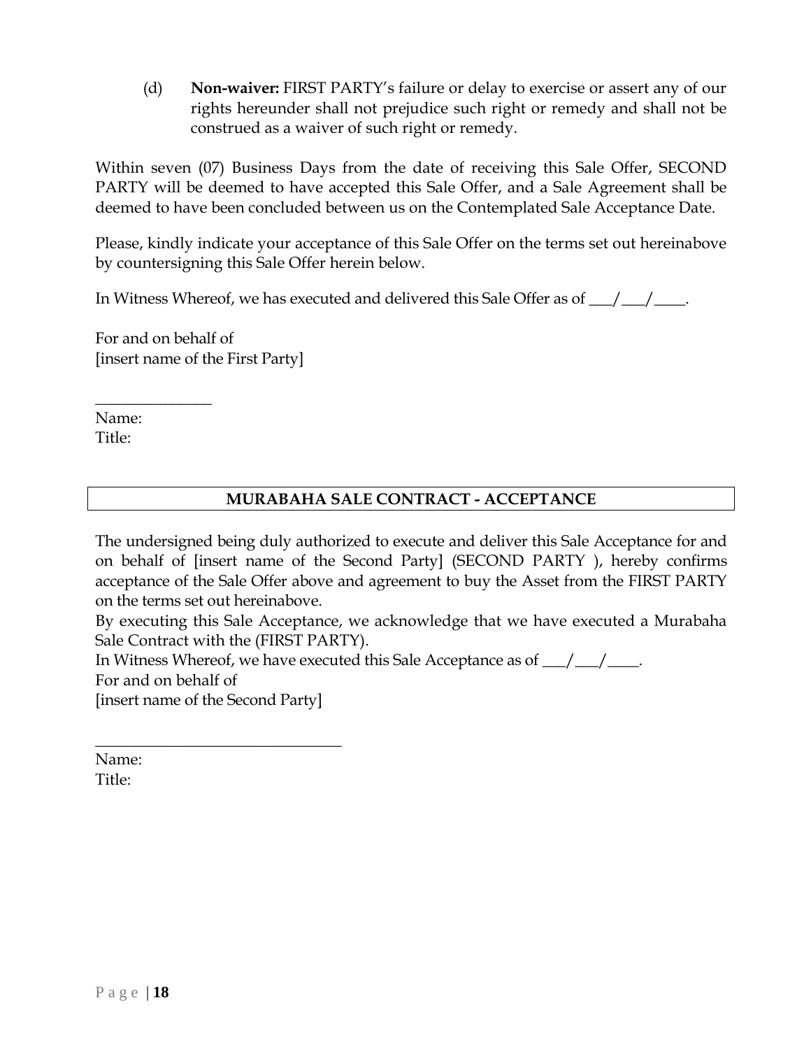(d) **Non-waiver:** FIRST PARTY's failure or delay to exercise or assert any of our rights hereunder shall not prejudice such right or remedy and shall not be construed as a waiver of such right or remedy.

Within seven (07) Business Days from the date of receiving this Sale Offer, SECOND PARTY will be deemed to have accepted this Sale Offer, and a Sale Agreement shall be deemed to have been concluded between us on the Contemplated Sale Acceptance Date.

Please, kindly indicate your acceptance of this Sale Offer on the terms set out hereinabove by countersigning this Sale Offer herein below.

In Witness Whereof, we has executed and delivered this Sale Offer as of ___/___/____.

For and on behalf of
[insert name of the First Party]

_______________
Name:
Title:

## MURABAHA SALE CONTRACT - ACCEPTANCE

The undersigned being duly authorized to execute and deliver this Sale Acceptance for and on behalf of [insert name of the Second Party] (SECOND PARTY ), hereby confirms acceptance of the Sale Offer above and agreement to buy the Asset from the FIRST PARTY on the terms set out hereinabove.
By executing this Sale Acceptance, we acknowledge that we have executed a Murabaha Sale Contract with the (FIRST PARTY).
In Witness Whereof, we have executed this Sale Acceptance as of ___/___/____.
For and on behalf of
[insert name of the Second Party]

_______________________________
Name:
Title: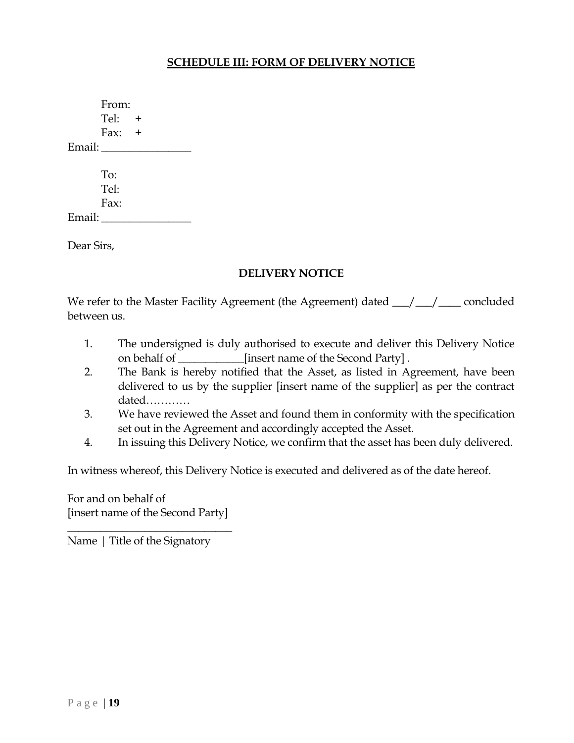## SCHEDULE III: FORM OF DELIVERY NOTICE

From:  
Tel: +  
Fax: +  
Email: ________________

To:  
Tel:  
Fax:  
Email: ________________

Dear Sirs,

**DELIVERY NOTICE**

We refer to the Master Facility Agreement (the Agreement) dated ___/___/____ concluded between us.

1. The undersigned is duly authorised to execute and deliver this Delivery Notice on behalf of ____________[insert name of the Second Party] .
2. The Bank is hereby notified that the Asset, as listed in Agreement, have been delivered to us by the supplier [insert name of the supplier] as per the contract dated…………
3. We have reviewed the Asset and found them in conformity with the specification set out in the Agreement and accordingly accepted the Asset.
4. In issuing this Delivery Notice, we confirm that the asset has been duly delivered.

In witness whereof, this Delivery Notice is executed and delivered as of the date hereof.

For and on behalf of  
[insert name of the Second Party]

______________________________  
Name | Title of the Signatory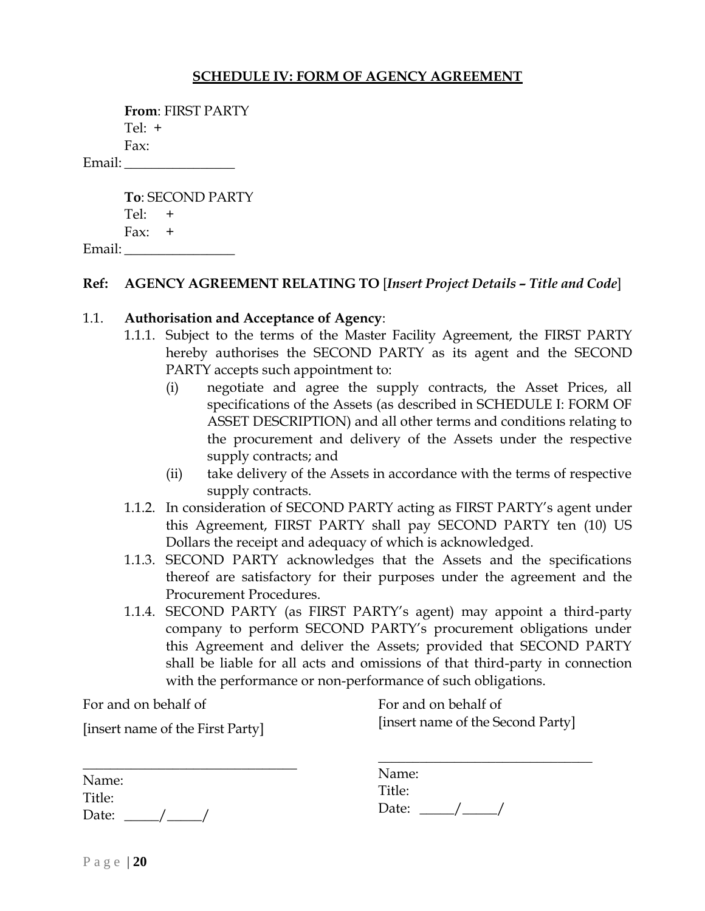## SCHEDULE IV: FORM OF AGENCY AGREEMENT

**From**: FIRST PARTY
Tel: +
Fax:
Email: ________________

**To**: SECOND PARTY
Tel: +
Fax: +
Email: ________________

**Ref: AGENCY AGREEMENT RELATING TO** [*Insert Project Details – Title and Code*]

1.1. **Authorisation and Acceptance of Agency**:

1.1.1. Subject to the terms of the Master Facility Agreement, the FIRST PARTY hereby authorises the SECOND PARTY as its agent and the SECOND PARTY accepts such appointment to:

(i) negotiate and agree the supply contracts, the Asset Prices, all specifications of the Assets (as described in SCHEDULE I: FORM OF ASSET DESCRIPTION) and all other terms and conditions relating to the procurement and delivery of the Assets under the respective supply contracts; and

(ii) take delivery of the Assets in accordance with the terms of respective supply contracts.

1.1.2. In consideration of SECOND PARTY acting as FIRST PARTY's agent under this Agreement, FIRST PARTY shall pay SECOND PARTY ten (10) US Dollars the receipt and adequacy of which is acknowledged.

1.1.3. SECOND PARTY acknowledges that the Assets and the specifications thereof are satisfactory for their purposes under the agreement and the Procurement Procedures.

1.1.4. SECOND PARTY (as FIRST PARTY's agent) may appoint a third-party company to perform SECOND PARTY's procurement obligations under this Agreement and deliver the Assets; provided that SECOND PARTY shall be liable for all acts and omissions of that third-party in connection with the performance or non-performance of such obligations.

For and on behalf of
[insert name of the First Party]

_______________________________
Name:
Title:
Date: _____/_____/

For and on behalf of
[insert name of the Second Party]

_______________________________
Name:
Title:
Date: _____/_____/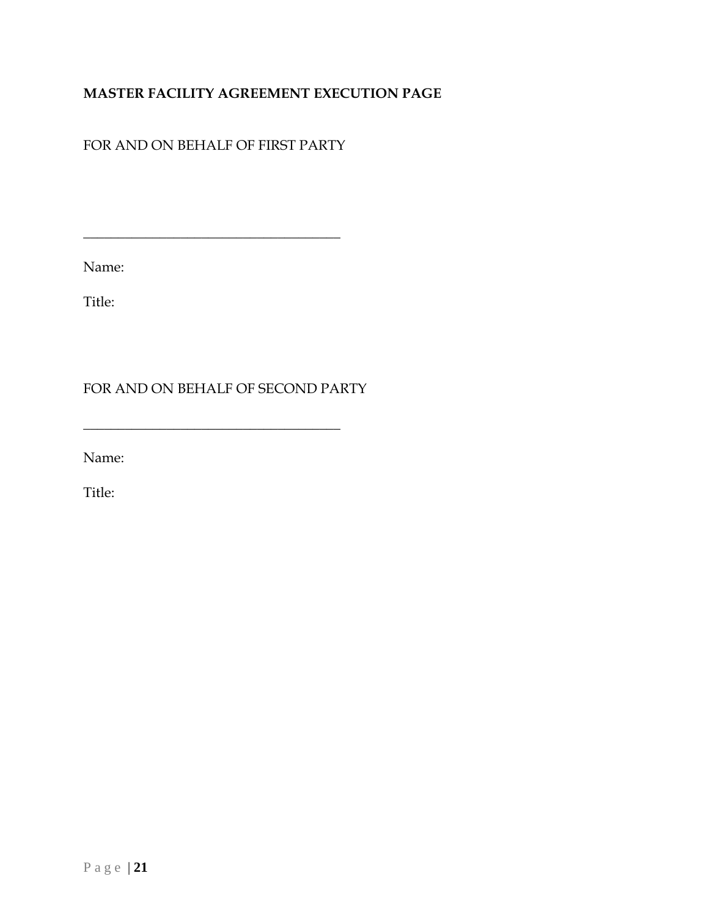**MASTER FACILITY AGREEMENT EXECUTION PAGE**

FOR AND ON BEHALF OF FIRST PARTY

\_\_\_\_\_\_\_\_\_\_\_\_\_\_\_\_\_\_\_\_\_\_\_\_\_\_\_\_\_\_\_\_\_\_\_\_\_\_

Name:

Title:

FOR AND ON BEHALF OF SECOND PARTY

\_\_\_\_\_\_\_\_\_\_\_\_\_\_\_\_\_\_\_\_\_\_\_\_\_\_\_\_\_\_\_\_\_\_\_\_\_\_

Name:

Title: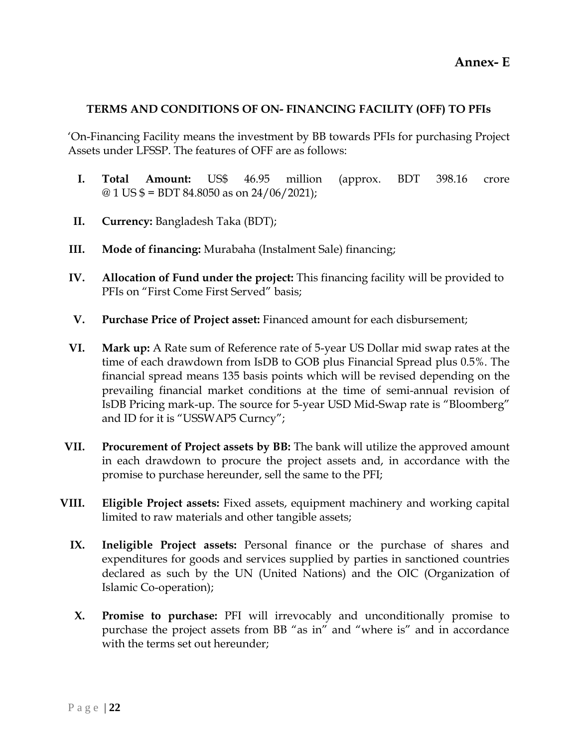# Annex- E

## TERMS AND CONDITIONS OF ON- FINANCING FACILITY (OFF) TO PFIs

'On-Financing Facility means the investment by BB towards PFIs for purchasing Project Assets under LFSSP. The features of OFF are as follows:

I. **Total Amount:** US$ 46.95 million (approx. BDT 398.16 crore @ 1 US $ = BDT 84.8050 as on 24/06/2021);

II. **Currency:** Bangladesh Taka (BDT);

III. **Mode of financing:** Murabaha (Instalment Sale) financing;

IV. **Allocation of Fund under the project:** This financing facility will be provided to PFIs on "First Come First Served" basis;

V. **Purchase Price of Project asset:** Financed amount for each disbursement;

VI. **Mark up:** A Rate sum of Reference rate of 5-year US Dollar mid swap rates at the time of each drawdown from IsDB to GOB plus Financial Spread plus 0.5%. The financial spread means 135 basis points which will be revised depending on the prevailing financial market conditions at the time of semi-annual revision of IsDB Pricing mark-up. The source for 5-year USD Mid-Swap rate is "Bloomberg" and ID for it is "USSWAP5 Curncy";

VII. **Procurement of Project assets by BB:** The bank will utilize the approved amount in each drawdown to procure the project assets and, in accordance with the promise to purchase hereunder, sell the same to the PFI;

VIII. **Eligible Project assets:** Fixed assets, equipment machinery and working capital limited to raw materials and other tangible assets;

IX. **Ineligible Project assets:** Personal finance or the purchase of shares and expenditures for goods and services supplied by parties in sanctioned countries declared as such by the UN (United Nations) and the OIC (Organization of Islamic Co-operation);

X. **Promise to purchase:** PFI will irrevocably and unconditionally promise to purchase the project assets from BB "as in" and "where is" and in accordance with the terms set out hereunder;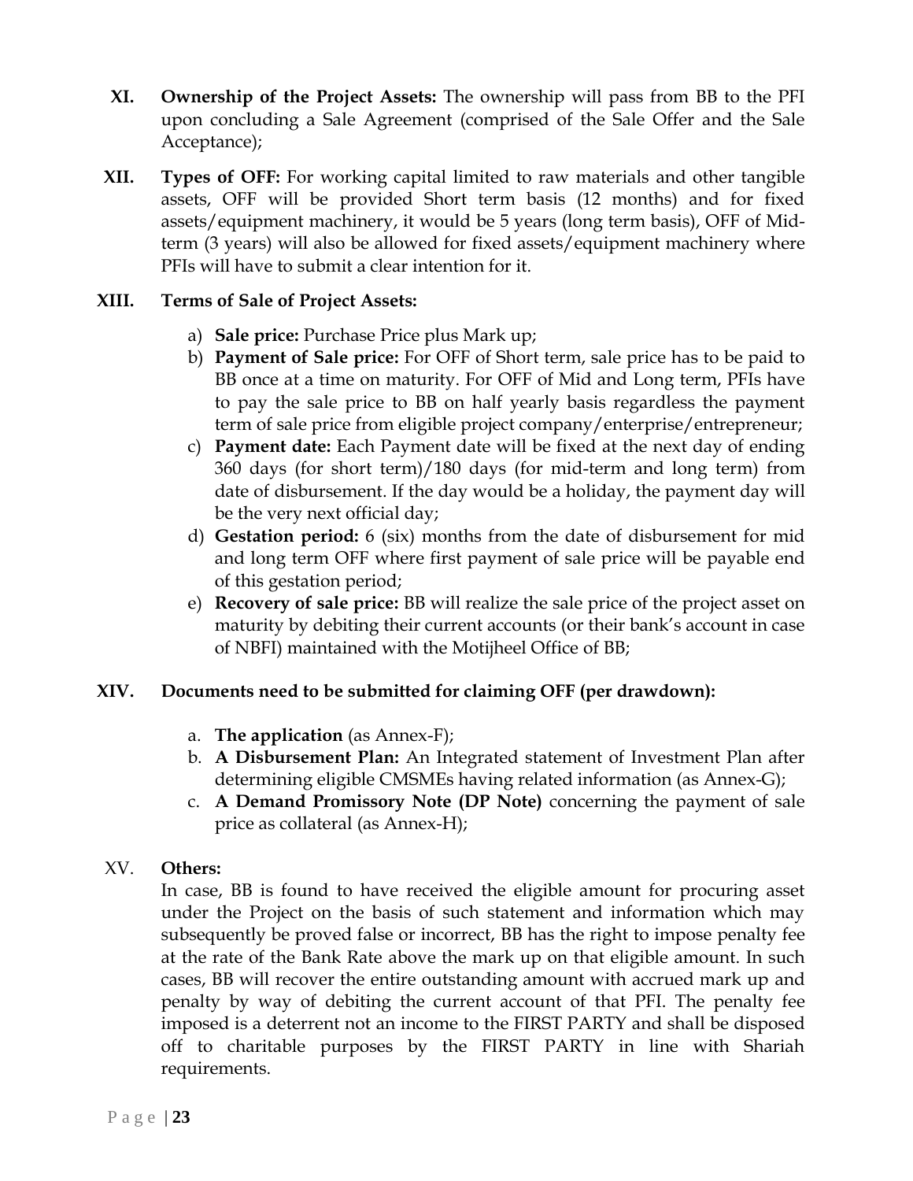XI. **Ownership of the Project Assets:** The ownership will pass from BB to the PFI upon concluding a Sale Agreement (comprised of the Sale Offer and the Sale Acceptance);

XII. **Types of OFF:** For working capital limited to raw materials and other tangible assets, OFF will be provided Short term basis (12 months) and for fixed assets/equipment machinery, it would be 5 years (long term basis), OFF of Mid-term (3 years) will also be allowed for fixed assets/equipment machinery where PFIs will have to submit a clear intention for it.

XIII. **Terms of Sale of Project Assets:**

a) **Sale price:** Purchase Price plus Mark up;
b) **Payment of Sale price:** For OFF of Short term, sale price has to be paid to BB once at a time on maturity. For OFF of Mid and Long term, PFIs have to pay the sale price to BB on half yearly basis regardless the payment term of sale price from eligible project company/enterprise/entrepreneur;
c) **Payment date:** Each Payment date will be fixed at the next day of ending 360 days (for short term)/180 days (for mid-term and long term) from date of disbursement. If the day would be a holiday, the payment day will be the very next official day;
d) **Gestation period:** 6 (six) months from the date of disbursement for mid and long term OFF where first payment of sale price will be payable end of this gestation period;
e) **Recovery of sale price:** BB will realize the sale price of the project asset on maturity by debiting their current accounts (or their bank's account in case of NBFI) maintained with the Motijheel Office of BB;

XIV. **Documents need to be submitted for claiming OFF (per drawdown):**

a. **The application** (as Annex-F);
b. **A Disbursement Plan:** An Integrated statement of Investment Plan after determining eligible CMSMEs having related information (as Annex-G);
c. **A Demand Promissory Note (DP Note)** concerning the payment of sale price as collateral (as Annex-H);

XV. **Others:**

In case, BB is found to have received the eligible amount for procuring asset under the Project on the basis of such statement and information which may subsequently be proved false or incorrect, BB has the right to impose penalty fee at the rate of the Bank Rate above the mark up on that eligible amount. In such cases, BB will recover the entire outstanding amount with accrued mark up and penalty by way of debiting the current account of that PFI. The penalty fee imposed is a deterrent not an income to the FIRST PARTY and shall be disposed off to charitable purposes by the FIRST PARTY in line with Shariah requirements.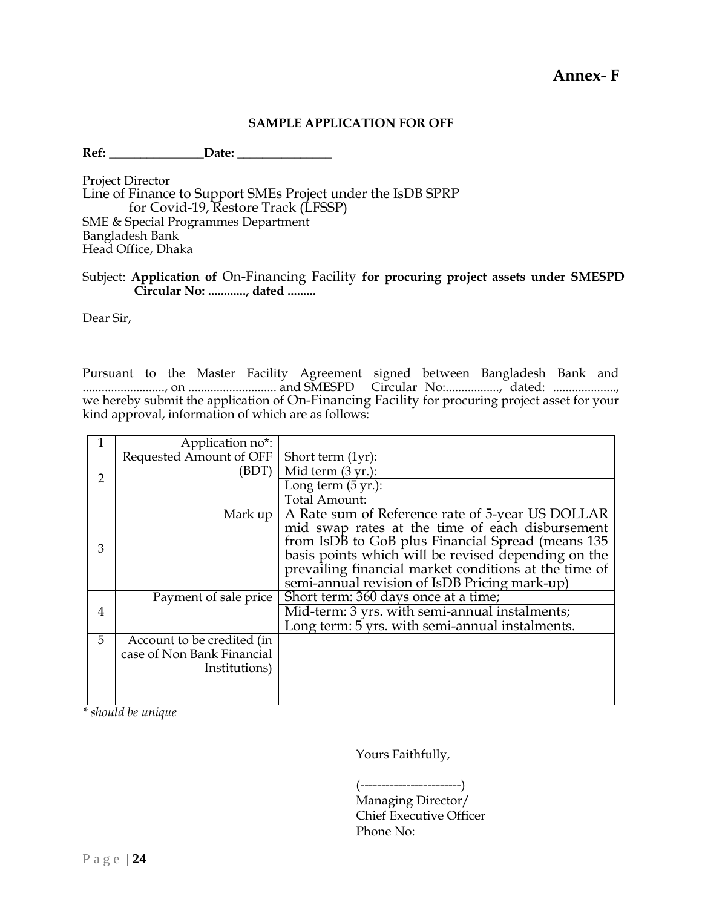**Annex- F**

**SAMPLE APPLICATION FOR OFF**

**Ref:** _______________ **Date:** _______________

Project Director
Line of Finance to Support SMEs Project under the IsDB SPRP for Covid-19, Restore Track (LFSSP)
SME & Special Programmes Department
Bangladesh Bank
Head Office, Dhaka

Subject: **Application of** On-Financing Facility **for procuring project assets under SMESPD Circular No: ..........., dated .........**

Dear Sir,

Pursuant to the Master Facility Agreement signed between Bangladesh Bank and .........................., on ........................... and SMESPD Circular No:................., dated: ...................., we hereby submit the application of On-Financing Facility for procuring project asset for your kind approval, information of which are as follows:

| | | |
|---|---|---|
| 1 | Application no*: | |
| 2 | Requested Amount of OFF (BDT) | Short term (1yr): |
| | | Mid term (3 yr.): |
| | | Long term (5 yr.): |
| | | Total Amount: |
| 3 | Mark up | A Rate sum of Reference rate of 5-year US DOLLAR mid swap rates at the time of each disbursement from IsDB to GoB plus Financial Spread (means 135 basis points which will be revised depending on the prevailing financial market conditions at the time of semi-annual revision of IsDB Pricing mark-up) |
| 4 | Payment of sale price | Short term: 360 days once at a time; |
| | | Mid-term: 3 yrs. with semi-annual instalments; |
| | | Long term: 5 yrs. with semi-annual instalments. |
| 5 | Account to be credited (in case of Non Bank Financial Institutions) | |

*\* should be unique*

Yours Faithfully,

(------------------------)
Managing Director/
Chief Executive Officer
Phone No: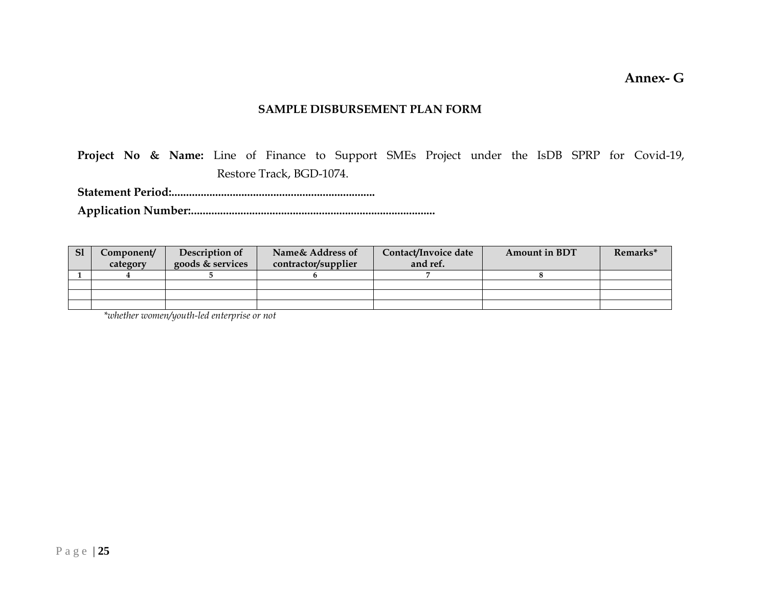**Annex- G**

## SAMPLE DISBURSEMENT PLAN FORM

**Project No & Name:** Line of Finance to Support SMEs Project under the IsDB SPRP for Covid-19, Restore Track, BGD-1074.

**Statement Period:......................................................................**

**Application Number:....................................................................................**

| Sl | Component/ category | Description of goods & services | Name& Address of contractor/supplier | Contact/Invoice date and ref. | Amount in BDT | Remarks* |
|---|---|---|---|---|---|---|
| 1 | 4 | 5 | 6 | 7 | 8 | |
| | | | | | | |
| | | | | | | |
| | | | | | | |

*whether women/youth-led enterprise or not*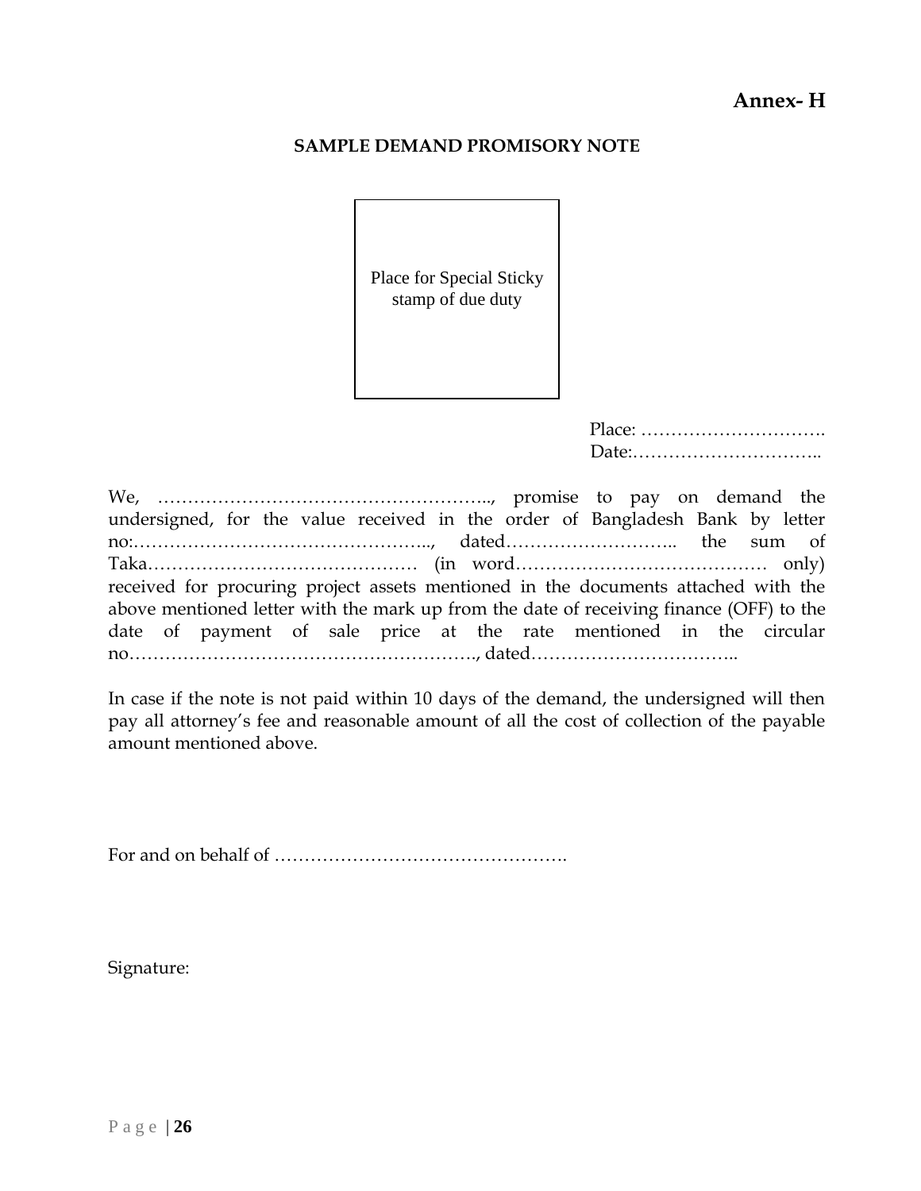**Annex- H**

**SAMPLE DEMAND PROMISORY NOTE**

| Place for Special Sticky stamp of due duty |
|---|

Place: ………………………….
Date:…………………………..

We, ……………………………………………….., promise to pay on demand the undersigned, for the value received in the order of Bangladesh Bank by letter no:………………………………………….., dated……………………….. the sum of Taka……………………………………… (in word…………………………………… only) received for procuring project assets mentioned in the documents attached with the above mentioned letter with the mark up from the date of receiving finance (OFF) to the date of payment of sale price at the rate mentioned in the circular no…………………………………………………., dated……………………………..

In case if the note is not paid within 10 days of the demand, the undersigned will then pay all attorney's fee and reasonable amount of all the cost of collection of the payable amount mentioned above.

For and on behalf of ………………………………………….

Signature: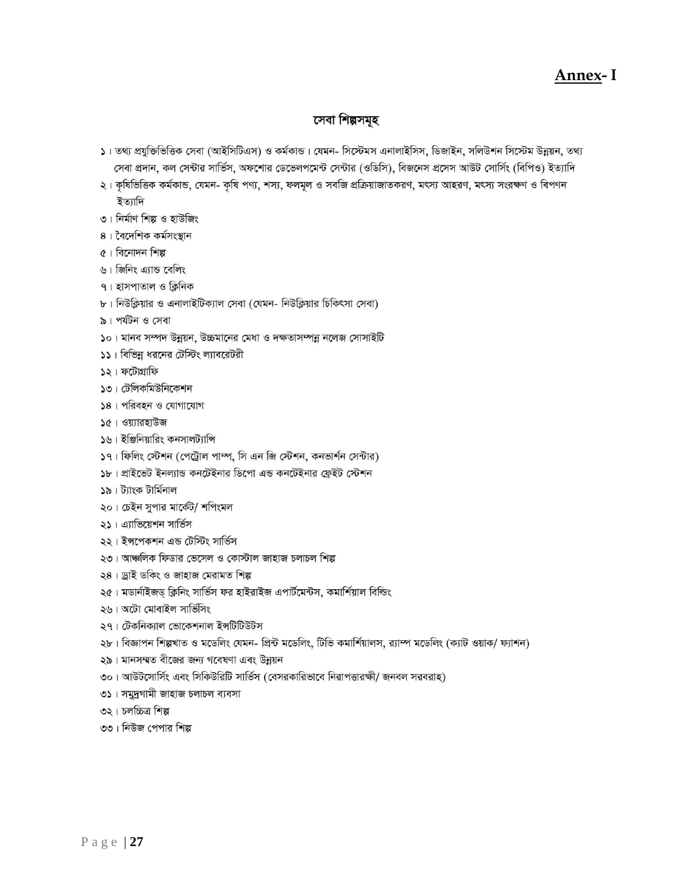# Annex- I

## সেবা শিল্পসমূহ

১। তথ্য প্রযুক্তিভিত্তিক সেবা (আইসিটিএস) ও কর্মকান্ড। যেমন- সিস্টেমস এনালাইসিস, ডিজাইন, সলিউশন সিস্টেম উন্নয়ন, তথ্য সেবা প্রদান, কল সেন্টার সার্ভিস, অফশোর ডেভেলপমেন্ট সেন্টার (ওডিসি), বিজনেস প্রসেস আউট সোর্সিং (বিপিও) ইত্যাদি

২। কৃষিভিত্তিক কর্মকান্ড, যেমন- কৃষি পণ্য, শস্য, ফলমূল ও সবজি প্রক্রিয়াজাতকরণ, মৎস্য আহরণ, মৎস্য সংরক্ষণ ও বিপণন ইত্যাদি

৩। নির্মাণ শিল্প ও হাউজিং

৪। বৈদেশিক কর্মসংস্থান

৫। বিনোদন শিল্প

৬। জিনিং এ্যান্ড বেলিং

৭। হাসপাতাল ও ক্লিনিক

৮। নিউক্লিয়ার ও এনালাইটিক্যাল সেবা (যেমন- নিউক্লিয়ার চিকিৎসা সেবা)

৯। পর্যটন ও সেবা

১০। মানব সম্পদ উন্নয়ন, উচ্চমানের মেধা ও দক্ষতাসম্পন্ন নলেজ সোসাইটি

১১। বিভিন্ন ধরনের টেস্টিং ল্যাবরেটরী

১২। ফটোগ্রাফি

১৩। টেলিকমিউনিকেশন

১৪। পরিবহন ও যোগাযোগ

১৫। ওয়্যারহাউজ

১৬। ইঞ্জিনিয়ারিং কনসালট্যান্সি

১৭। ফিলিং স্টেশন (পেট্রোল পাম্প, সি এন জি স্টেশন, কনভার্শন সেন্টার)

১৮। প্রাইভেট ইনল্যান্ড কনটেইনার ডিপো এন্ড কনটেইনার ফ্রেইট স্টেশন

১৯। ট্যাংক টার্মিনাল

২০। চেইন সুপার মার্কেট/ শপিংমল

২১। এ্যাভিয়েশন সার্ভিস

২২। ইন্সপেকশন এন্ড টেস্টিং সার্ভিস

২৩। আঞ্চলিক ফিডার ভেসেল ও কোস্টাল জাহাজ চলাচল শিল্প

২৪। ড্রাই ডকিং ও জাহাজ মেরামত শিল্প

২৫। মডার্নাইজড্ ক্লিনিং সার্ভিস ফর হাইরাইজ এপার্টমেন্টস, কমার্শিয়াল বিল্ডিং

২৬। অটো মোবাইল সার্ভিসিং

২৭। টেকনিক্যাল ভোকেশনাল ইন্সটিটিউটস

২৮। বিজ্ঞাপন শিল্পখাত ও মডেলিং যেমন- প্রিন্ট মডেলিং, টিভি কমার্শিয়ালস, র‍্যাম্প মডেলিং (ক্যাট ওয়াক/ ফ্যাশন)

২৯। মানসম্মত বীজের জন্য গবেষণা এবং উন্নয়ন

৩০। আউটসোর্সিং এবং সিকিউরিটি সার্ভিস (বেসরকারিভাবে নিরাপত্তারক্ষী/ জনবল সরবরাহ)

৩১। সমুদ্রগামী জাহাজ চলাচল ব্যবসা

৩২। চলচ্চিত্র শিল্প

৩৩। নিউজ পেপার শিল্প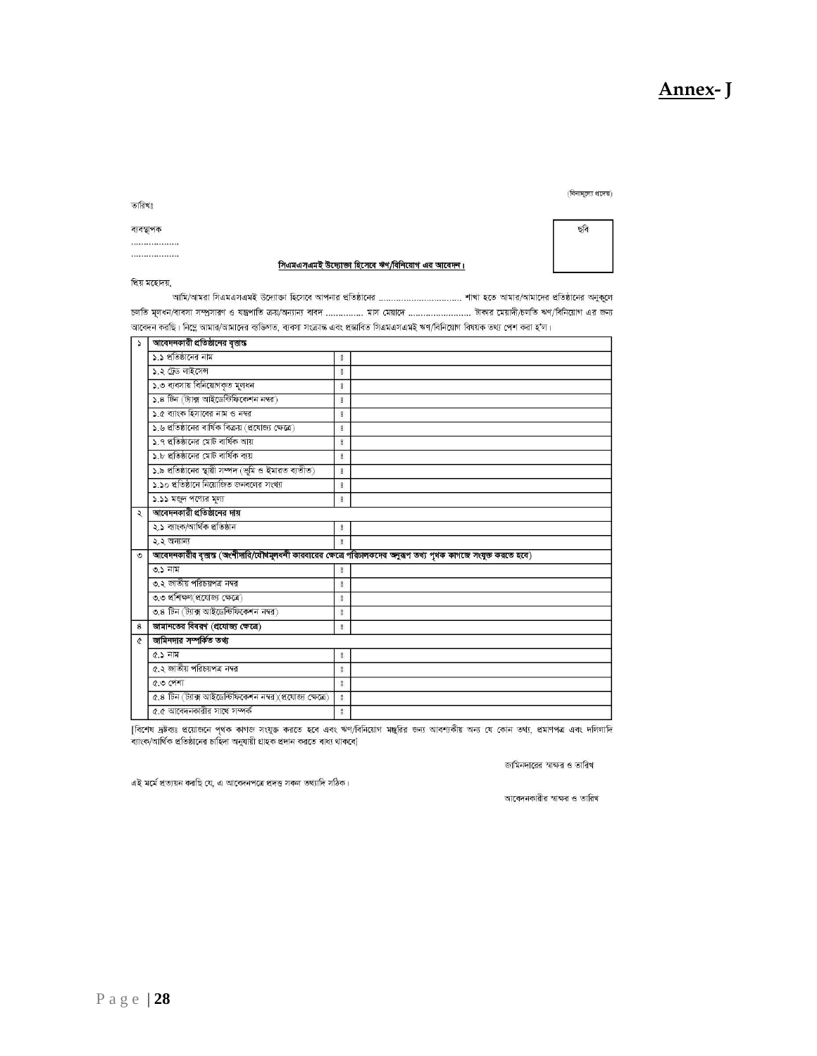# Annex- J

(বিনামূল্যে প্রদেয়)

তারিখঃ

ছবি

ব্যবস্থাপক

..................

..................

**সিএমএসএমই উদ্যোক্তা হিসেবে ঋণ/বিনিয়োগ এর আবেদন।**

প্রিয় মহোদয়,

আমি/আমরা সিএমএসএমই উদ্যোক্তা হিসেবে আপনার প্রতিষ্ঠানের ................................ শাখা হতে আমার/আমাদের প্রতিষ্ঠানের অনুকূলে চলতি মূলধন/ব্যবসা সম্প্রসারণ ও যন্ত্রপাতি ক্রয়/অন্যান্য বাবদ .............. মাস মেয়াদে ........................ টাকার মেয়াদী/চলতি ঋণ/বিনিয়োগ এর জন্য আবেদন করছি। নিম্নে আমার/আমাদের ব্যক্তিগত, ব্যবসা সংক্রান্ত এবং প্রস্তাবিত সিএমএসএমই ঋণ/বিনিয়োগ বিষয়ক তথ্য পেশ করা হ'ল।

| | | | |
|---|---|---|---|
| ১ | **আবেদনকারী প্রতিষ্ঠানের বৃত্তান্ত** | | |
| | ১.১ প্রতিষ্ঠানের নাম | ঃ | |
| | ১.২ ট্রেড লাইসেন্স | ঃ | |
| | ১.৩ ব্যবসায় বিনিয়োগকৃত মূলধন | ঃ | |
| | ১.৪ টিন (ট্যাক্স আইডেন্টিফিকেশন নম্বর) | ঃ | |
| | ১.৫ ব্যাংক হিসাবের নাম ও নম্বর | ঃ | |
| | ১.৬ প্রতিষ্ঠানের বার্ষিক বিক্রয় (প্রযোজ্য ক্ষেত্রে) | ঃ | |
| | ১.৭ প্রতিষ্ঠানের মোট বার্ষিক আয় | ঃ | |
| | ১.৮ প্রতিষ্ঠানের মোট বার্ষিক ব্যয় | ঃ | |
| | ১.৯ প্রতিষ্ঠানের স্থায়ী সম্পদ (ভূমি ও ইমারত ব্যতীত) | ঃ | |
| | ১.১০ প্রতিষ্ঠানে নিয়োজিত জনবলের সংখ্যা | ঃ | |
| | ১.১১ মজুদ পণ্যের মূল্য | ঃ | |
| ২ | **আবেদনকারী প্রতিষ্ঠানের দায়** | | |
| | ২.১ ব্যাংক/আর্থিক প্রতিষ্ঠান | ঃ | |
| | ২.২ অন্যান্য | ঃ | |
| ৩ | **আবেদনকারীর বৃত্তান্ত (অংশীদারি/যৌথমূলধনী কারবারের ক্ষেত্রে পরিচালকদের অনুরূপ তথ্য পৃথক কাগজে সংযুক্ত করতে হবে)** | | |
| | ৩.১ নাম | ঃ | |
| | ৩.২ জাতীয় পরিচয়পত্র নম্বর | ঃ | |
| | ৩.৩ প্রশিক্ষণ(প্রযোজ্য ক্ষেত্রে) | ঃ | |
| | ৩.৪ টিন (ট্যাক্স আইডেন্টিফিকেশন নম্বর) | ঃ | |
| ৪ | **জামানতের বিবরণ (প্রযোজ্য ক্ষেত্রে)** | ঃ | |
| ৫ | **জামিনদার সম্পর্কিত তথ্য** | | |
| | ৫.১ নাম | ঃ | |
| | ৫.২ জাতীয় পরিচয়পত্র নম্বর | ঃ | |
| | ৫.৩ পেশা | ঃ | |
| | ৫.৪ টিন (ট্যাক্স আইডেন্টিফিকেশন নম্বর)(প্রযোজ্য ক্ষেত্রে) | ঃ | |
| | ৫.৫ আবেদনকারীর সাথে সম্পর্ক | ঃ | |

[বিশেষ দ্রষ্টব্যঃ প্রয়োজনে পৃথক কাগজ সংযুক্ত করতে হবে এবং ঋণ/বিনিয়োগ মঞ্জুরির জন্য আবশ্যকীয় অন্য যে কোন তথ্য, প্রমাণপত্র এবং দলিলাদি ব্যাংক/আর্থিক প্রতিষ্ঠানের চাহিদা অনুযায়ী গ্রাহক প্রদান করতে বাধ্য থাকবে]

জামিনদারের স্বাক্ষর ও তারিখ

এই মর্মে প্রত্যয়ন করছি যে, এ আবেদনপত্রে প্রদত্ত সকল তথ্যাদি সঠিক।

আবেদনকারীর স্বাক্ষর ও তারিখ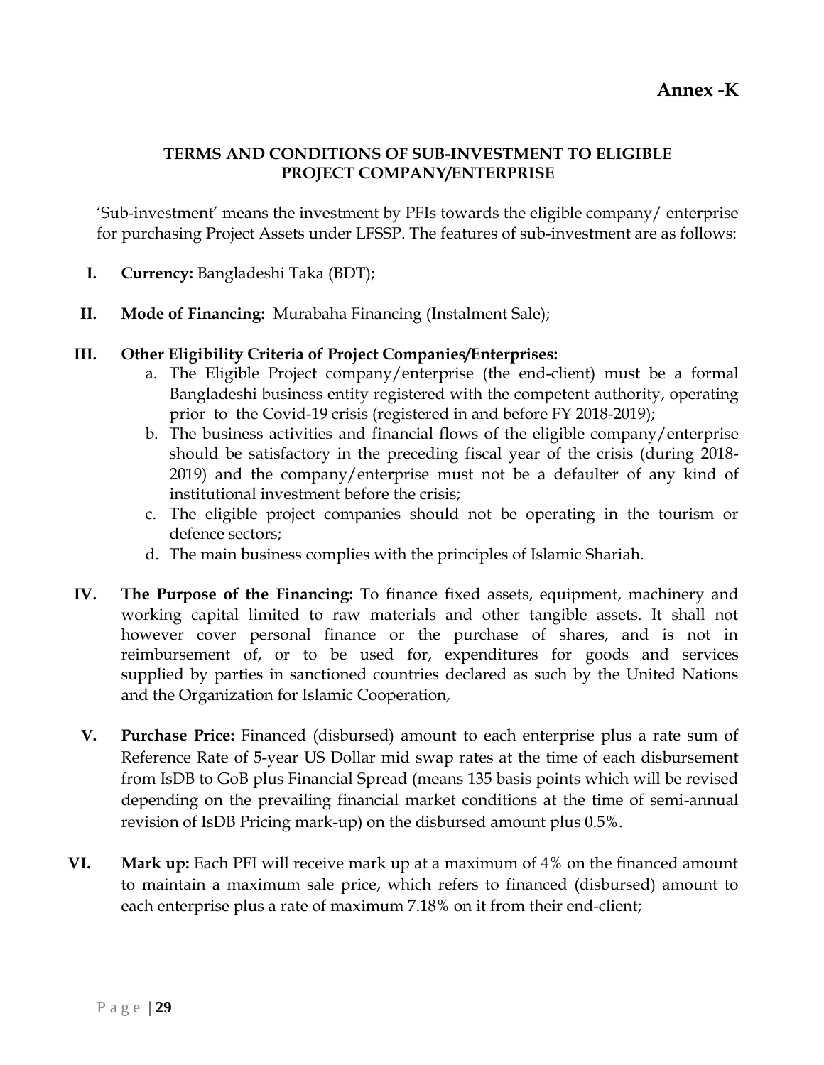# Annex -K

## TERMS AND CONDITIONS OF SUB-INVESTMENT TO ELIGIBLE PROJECT COMPANY/ENTERPRISE

'Sub-investment' means the investment by PFIs towards the eligible company/ enterprise for purchasing Project Assets under LFSSP. The features of sub-investment are as follows:

I. **Currency:** Bangladeshi Taka (BDT);

II. **Mode of Financing:** Murabaha Financing (Instalment Sale);

III. **Other Eligibility Criteria of Project Companies/Enterprises:**
   a. The Eligible Project company/enterprise (the end-client) must be a formal Bangladeshi business entity registered with the competent authority, operating prior to the Covid-19 crisis (registered in and before FY 2018-2019);
   b. The business activities and financial flows of the eligible company/enterprise should be satisfactory in the preceding fiscal year of the crisis (during 2018-2019) and the company/enterprise must not be a defaulter of any kind of institutional investment before the crisis;
   c. The eligible project companies should not be operating in the tourism or defence sectors;
   d. The main business complies with the principles of Islamic Shariah.

IV. **The Purpose of the Financing:** To finance fixed assets, equipment, machinery and working capital limited to raw materials and other tangible assets. It shall not however cover personal finance or the purchase of shares, and is not in reimbursement of, or to be used for, expenditures for goods and services supplied by parties in sanctioned countries declared as such by the United Nations and the Organization for Islamic Cooperation,

V. **Purchase Price:** Financed (disbursed) amount to each enterprise plus a rate sum of Reference Rate of 5-year US Dollar mid swap rates at the time of each disbursement from IsDB to GoB plus Financial Spread (means 135 basis points which will be revised depending on the prevailing financial market conditions at the time of semi-annual revision of IsDB Pricing mark-up) on the disbursed amount plus 0.5%.

VI. **Mark up:** Each PFI will receive mark up at a maximum of 4% on the financed amount to maintain a maximum sale price, which refers to financed (disbursed) amount to each enterprise plus a rate of maximum 7.18% on it from their end-client;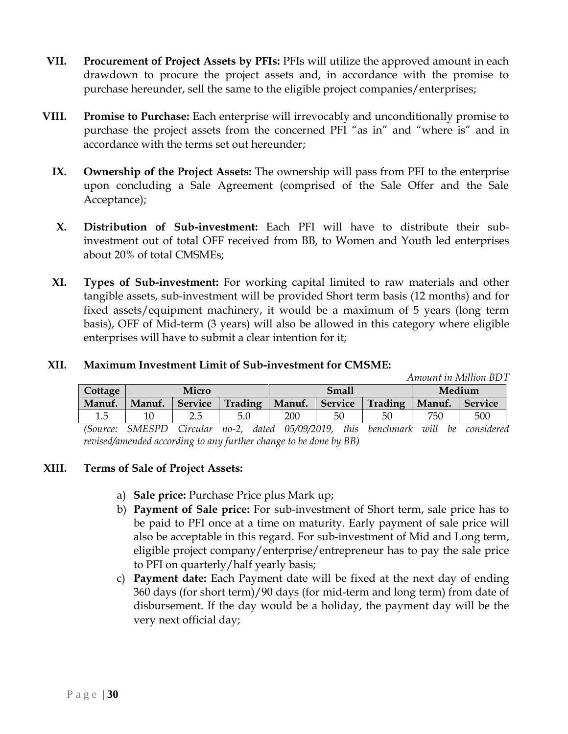**VII. Procurement of Project Assets by PFIs:** PFIs will utilize the approved amount in each drawdown to procure the project assets and, in accordance with the promise to purchase hereunder, sell the same to the eligible project companies/enterprises;

**VIII. Promise to Purchase:** Each enterprise will irrevocably and unconditionally promise to purchase the project assets from the concerned PFI "as in" and "where is" and in accordance with the terms set out hereunder;

**IX. Ownership of the Project Assets:** The ownership will pass from PFI to the enterprise upon concluding a Sale Agreement (comprised of the Sale Offer and the Sale Acceptance);

**X. Distribution of Sub-investment:** Each PFI will have to distribute their sub-investment out of total OFF received from BB, to Women and Youth led enterprises about 20% of total CMSMEs;

**XI. Types of Sub-investment:** For working capital limited to raw materials and other tangible assets, sub-investment will be provided Short term basis (12 months) and for fixed assets/equipment machinery, it would be a maximum of 5 years (long term basis), OFF of Mid-term (3 years) will also be allowed in this category where eligible enterprises will have to submit a clear intention for it;

**XII. Maximum Investment Limit of Sub-investment for CMSME:**

*Amount in Million BDT*

| Cottage | Micro | | | Small | | | Medium | |
|---|---|---|---|---|---|---|---|---|
| Manuf. | Manuf. | Service | Trading | Manuf. | Service | Trading | Manuf. | Service |
| 1.5 | 10 | 2.5 | 5.0 | 200 | 50 | 50 | 750 | 500 |

*(Source: SMESPD Circular no-2, dated 05/09/2019, this benchmark will be considered revised/amended according to any further change to be done by BB)*

**XIII. Terms of Sale of Project Assets:**

a) **Sale price:** Purchase Price plus Mark up;

b) **Payment of Sale price:** For sub-investment of Short term, sale price has to be paid to PFI once at a time on maturity. Early payment of sale price will also be acceptable in this regard. For sub-investment of Mid and Long term, eligible project company/enterprise/entrepreneur has to pay the sale price to PFI on quarterly/half yearly basis;

c) **Payment date:** Each Payment date will be fixed at the next day of ending 360 days (for short term)/90 days (for mid-term and long term) from date of disbursement. If the day would be a holiday, the payment day will be the very next official day;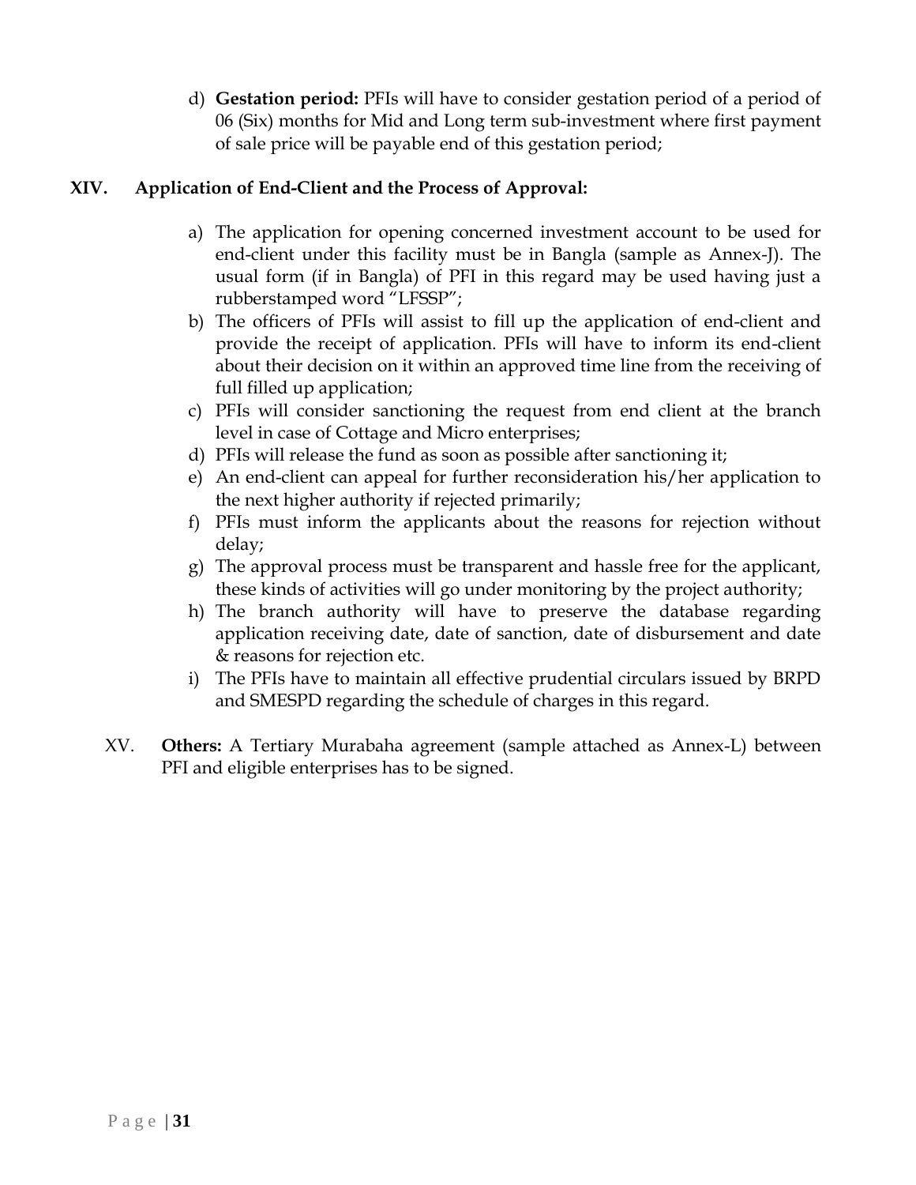d) **Gestation period:** PFIs will have to consider gestation period of a period of 06 (Six) months for Mid and Long term sub-investment where first payment of sale price will be payable end of this gestation period;

### XIV. Application of End-Client and the Process of Approval:

a) The application for opening concerned investment account to be used for end-client under this facility must be in Bangla (sample as Annex-J). The usual form (if in Bangla) of PFI in this regard may be used having just a rubberstamped word "LFSSP";
b) The officers of PFIs will assist to fill up the application of end-client and provide the receipt of application. PFIs will have to inform its end-client about their decision on it within an approved time line from the receiving of full filled up application;
c) PFIs will consider sanctioning the request from end client at the branch level in case of Cottage and Micro enterprises;
d) PFIs will release the fund as soon as possible after sanctioning it;
e) An end-client can appeal for further reconsideration his/her application to the next higher authority if rejected primarily;
f) PFIs must inform the applicants about the reasons for rejection without delay;
g) The approval process must be transparent and hassle free for the applicant, these kinds of activities will go under monitoring by the project authority;
h) The branch authority will have to preserve the database regarding application receiving date, date of sanction, date of disbursement and date & reasons for rejection etc.
i) The PFIs have to maintain all effective prudential circulars issued by BRPD and SMESPD regarding the schedule of charges in this regard.

XV. **Others:** A Tertiary Murabaha agreement (sample attached as Annex-L) between PFI and eligible enterprises has to be signed.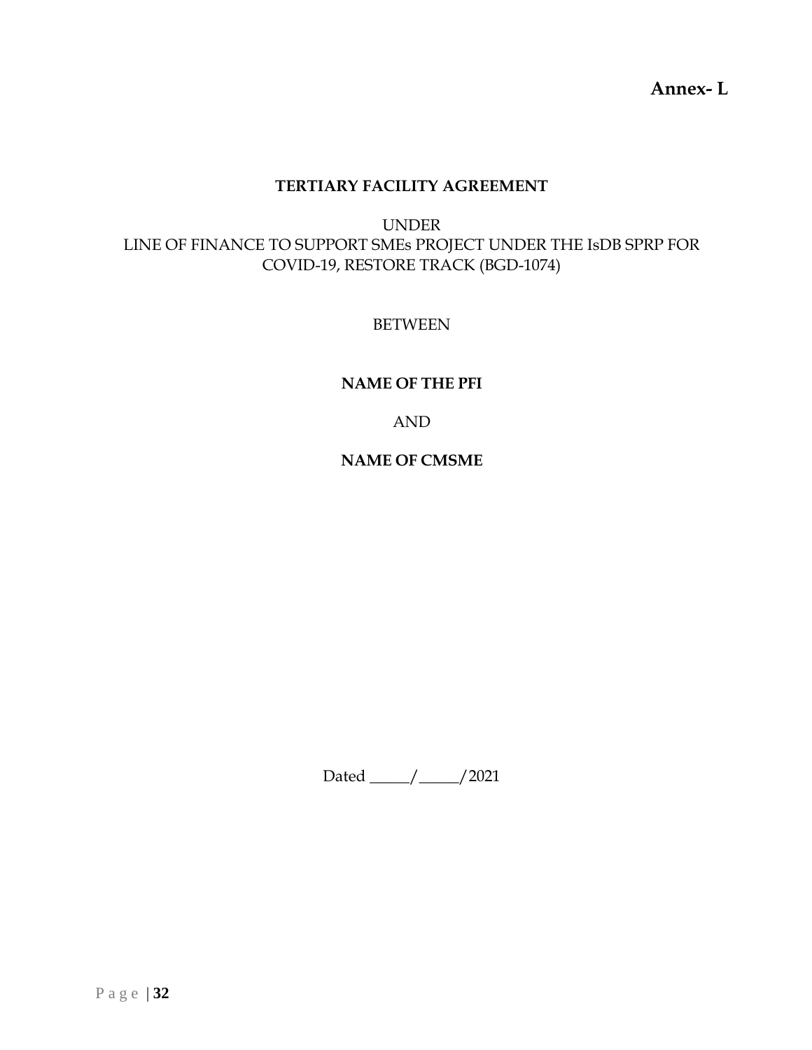**Annex- L**

# TERTIARY FACILITY AGREEMENT

UNDER
LINE OF FINANCE TO SUPPORT SMEs PROJECT UNDER THE IsDB SPRP FOR COVID-19, RESTORE TRACK (BGD-1074)

BETWEEN

**NAME OF THE PFI**

AND

**NAME OF CMSME**

Dated _____/_____/2021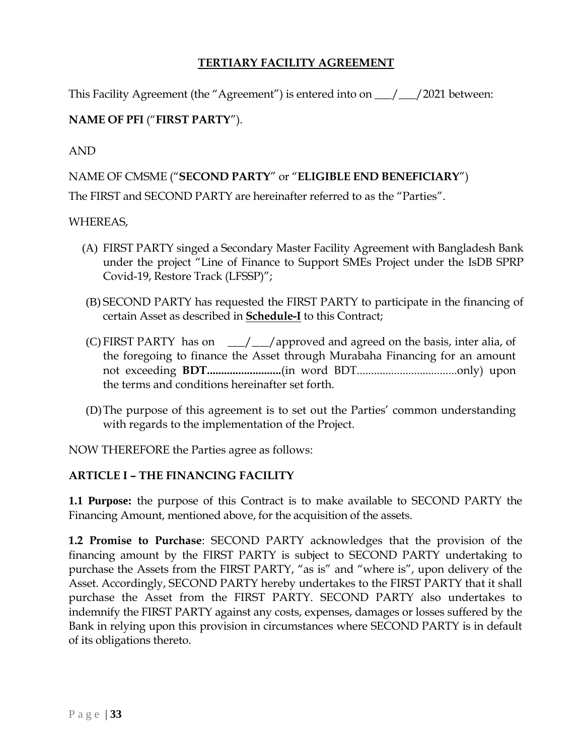## TERTIARY FACILITY AGREEMENT

This Facility Agreement (the "Agreement") is entered into on ___/___/2021 between:

**NAME OF PFI** ("**FIRST PARTY**").

AND

NAME OF CMSME ("**SECOND PARTY**" or "**ELIGIBLE END BENEFICIARY**")

The FIRST and SECOND PARTY are hereinafter referred to as the "Parties".

WHEREAS,

(A) FIRST PARTY singed a Secondary Master Facility Agreement with Bangladesh Bank under the project "Line of Finance to Support SMEs Project under the IsDB SPRP Covid-19, Restore Track (LFSSP)";

(B) SECOND PARTY has requested the FIRST PARTY to participate in the financing of certain Asset as described in **Schedule-I** to this Contract;

(C) FIRST PARTY has on ___/___/approved and agreed on the basis, inter alia, of the foregoing to finance the Asset through Murabaha Financing for an amount not exceeding **BDT..........................**(in word BDT...................................only) upon the terms and conditions hereinafter set forth.

(D) The purpose of this agreement is to set out the Parties' common understanding with regards to the implementation of the Project.

NOW THEREFORE the Parties agree as follows:

### ARTICLE I – THE FINANCING FACILITY

**1.1 Purpose:** the purpose of this Contract is to make available to SECOND PARTY the Financing Amount, mentioned above, for the acquisition of the assets.

**1.2 Promise to Purchase**: SECOND PARTY acknowledges that the provision of the financing amount by the FIRST PARTY is subject to SECOND PARTY undertaking to purchase the Assets from the FIRST PARTY, "as is" and "where is", upon delivery of the Asset. Accordingly, SECOND PARTY hereby undertakes to the FIRST PARTY that it shall purchase the Asset from the FIRST PARTY. SECOND PARTY also undertakes to indemnify the FIRST PARTY against any costs, expenses, damages or losses suffered by the Bank in relying upon this provision in circumstances where SECOND PARTY is in default of its obligations thereto.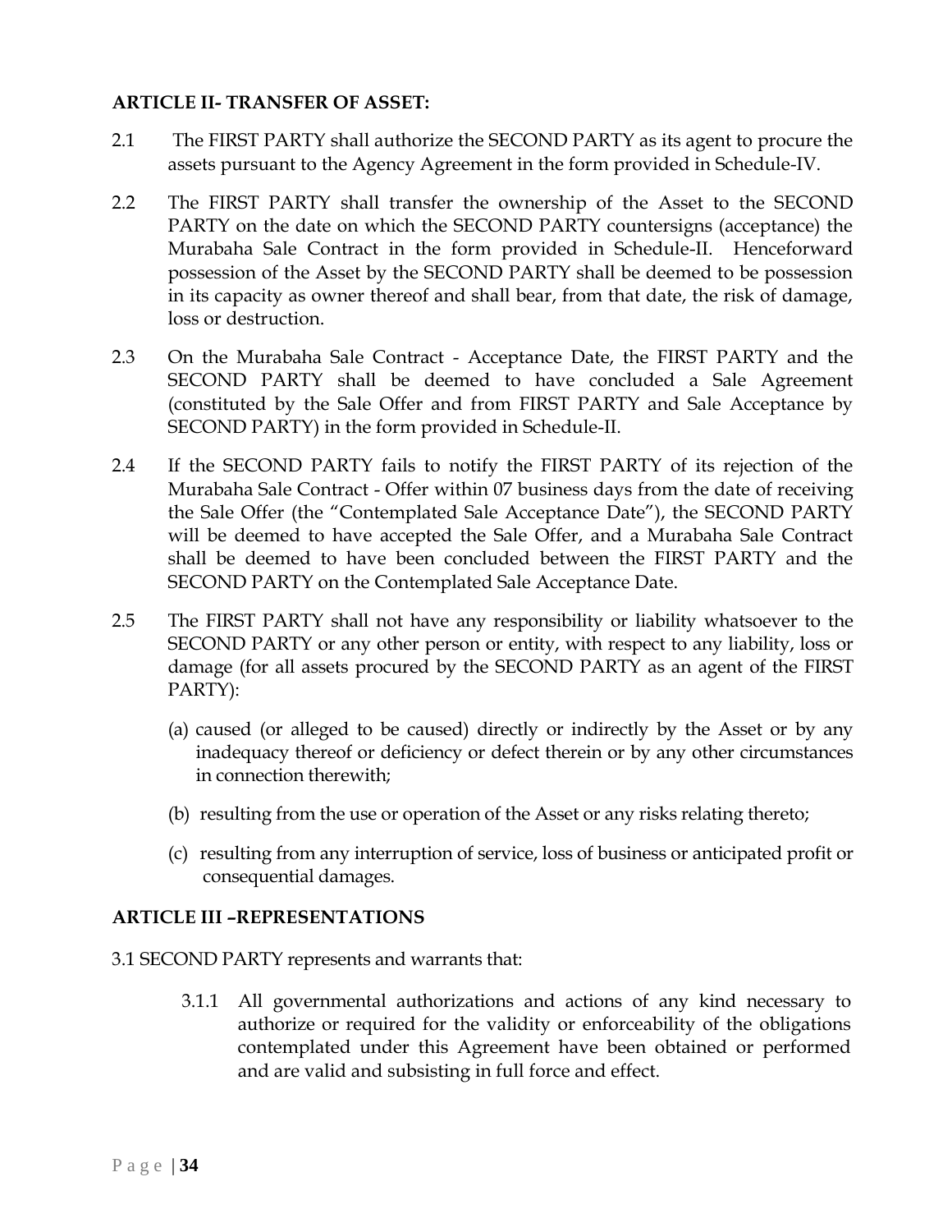**ARTICLE II- TRANSFER OF ASSET:**

2.1 The FIRST PARTY shall authorize the SECOND PARTY as its agent to procure the assets pursuant to the Agency Agreement in the form provided in Schedule-IV.

2.2 The FIRST PARTY shall transfer the ownership of the Asset to the SECOND PARTY on the date on which the SECOND PARTY countersigns (acceptance) the Murabaha Sale Contract in the form provided in Schedule-II. Henceforward possession of the Asset by the SECOND PARTY shall be deemed to be possession in its capacity as owner thereof and shall bear, from that date, the risk of damage, loss or destruction.

2.3 On the Murabaha Sale Contract - Acceptance Date, the FIRST PARTY and the SECOND PARTY shall be deemed to have concluded a Sale Agreement (constituted by the Sale Offer and from FIRST PARTY and Sale Acceptance by SECOND PARTY) in the form provided in Schedule-II.

2.4 If the SECOND PARTY fails to notify the FIRST PARTY of its rejection of the Murabaha Sale Contract - Offer within 07 business days from the date of receiving the Sale Offer (the "Contemplated Sale Acceptance Date"), the SECOND PARTY will be deemed to have accepted the Sale Offer, and a Murabaha Sale Contract shall be deemed to have been concluded between the FIRST PARTY and the SECOND PARTY on the Contemplated Sale Acceptance Date.

2.5 The FIRST PARTY shall not have any responsibility or liability whatsoever to the SECOND PARTY or any other person or entity, with respect to any liability, loss or damage (for all assets procured by the SECOND PARTY as an agent of the FIRST PARTY):

(a) caused (or alleged to be caused) directly or indirectly by the Asset or by any inadequacy thereof or deficiency or defect therein or by any other circumstances in connection therewith;

(b) resulting from the use or operation of the Asset or any risks relating thereto;

(c) resulting from any interruption of service, loss of business or anticipated profit or consequential damages.

**ARTICLE III –REPRESENTATIONS**

3.1 SECOND PARTY represents and warrants that:

3.1.1 All governmental authorizations and actions of any kind necessary to authorize or required for the validity or enforceability of the obligations contemplated under this Agreement have been obtained or performed and are valid and subsisting in full force and effect.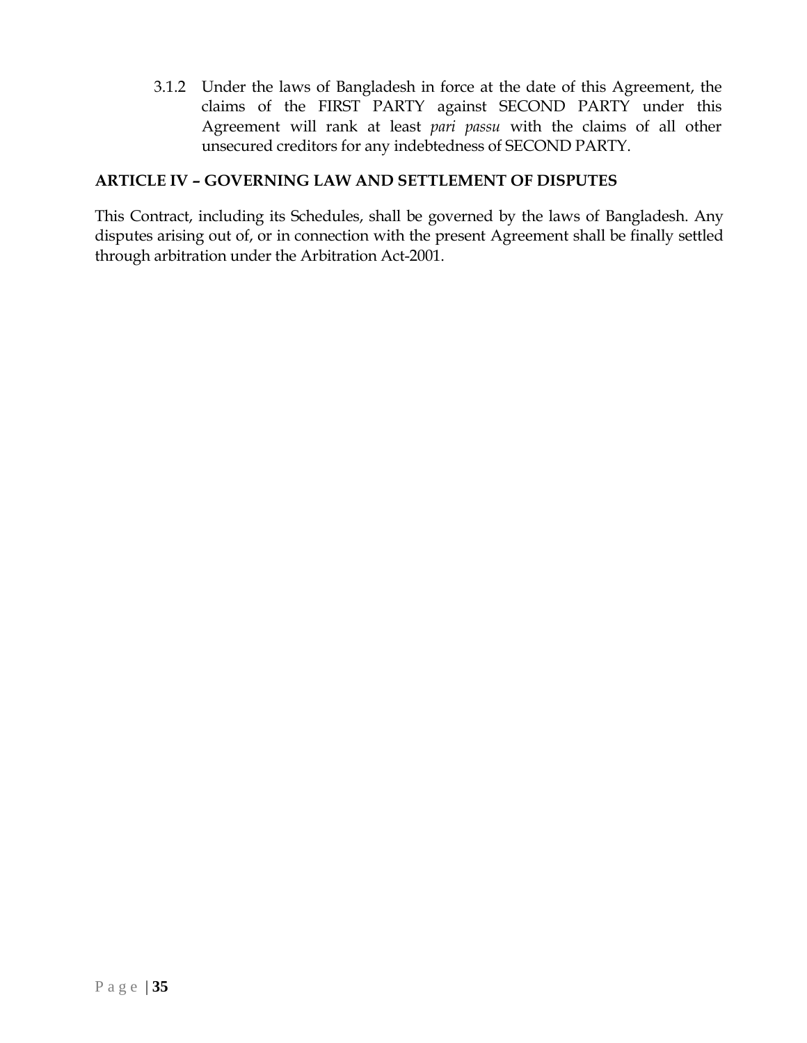3.1.2 Under the laws of Bangladesh in force at the date of this Agreement, the claims of the FIRST PARTY against SECOND PARTY under this Agreement will rank at least *pari passu* with the claims of all other unsecured creditors for any indebtedness of SECOND PARTY.

## ARTICLE IV – GOVERNING LAW AND SETTLEMENT OF DISPUTES

This Contract, including its Schedules, shall be governed by the laws of Bangladesh. Any disputes arising out of, or in connection with the present Agreement shall be finally settled through arbitration under the Arbitration Act-2001.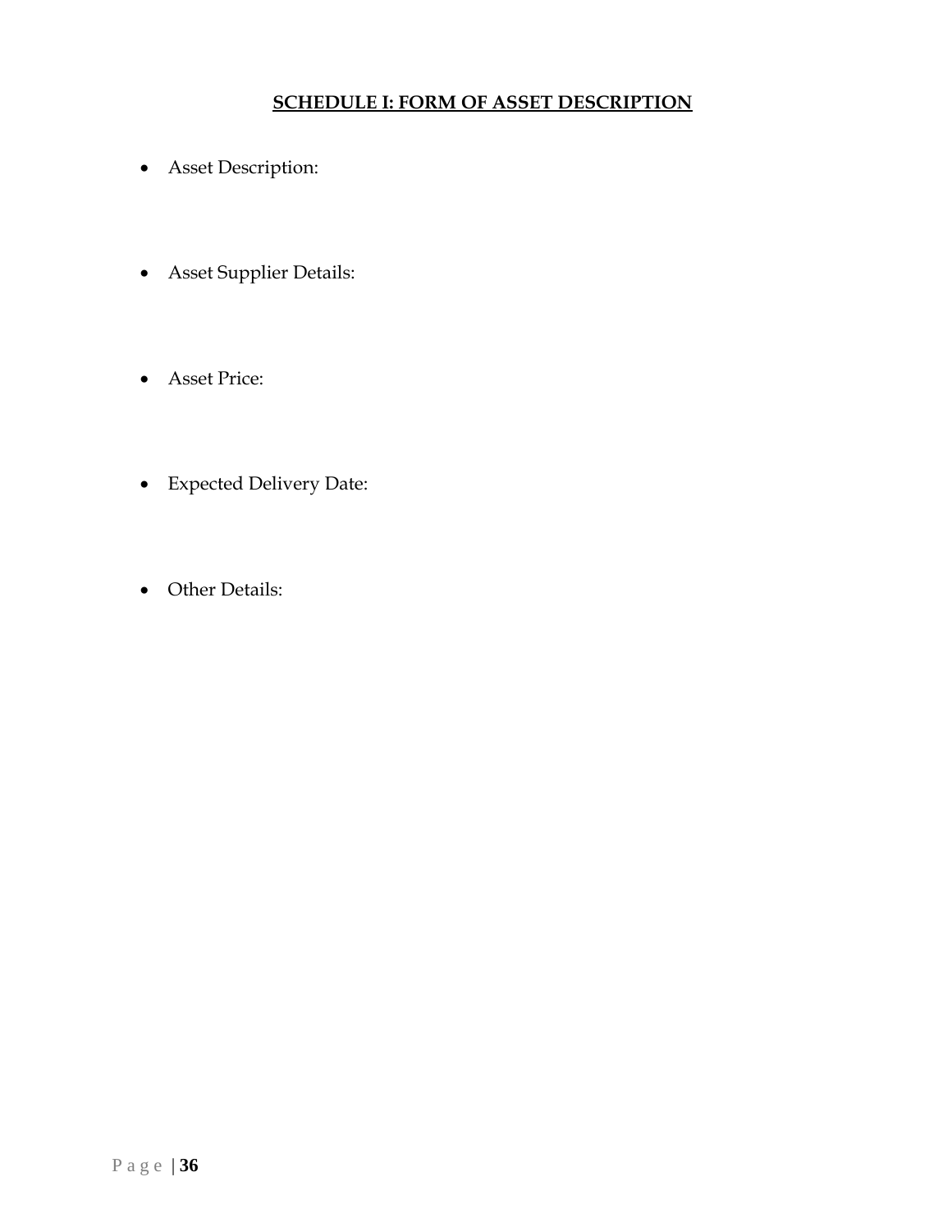**SCHEDULE I: FORM OF ASSET DESCRIPTION**

- Asset Description:

- Asset Supplier Details:

- Asset Price:

- Expected Delivery Date:

- Other Details: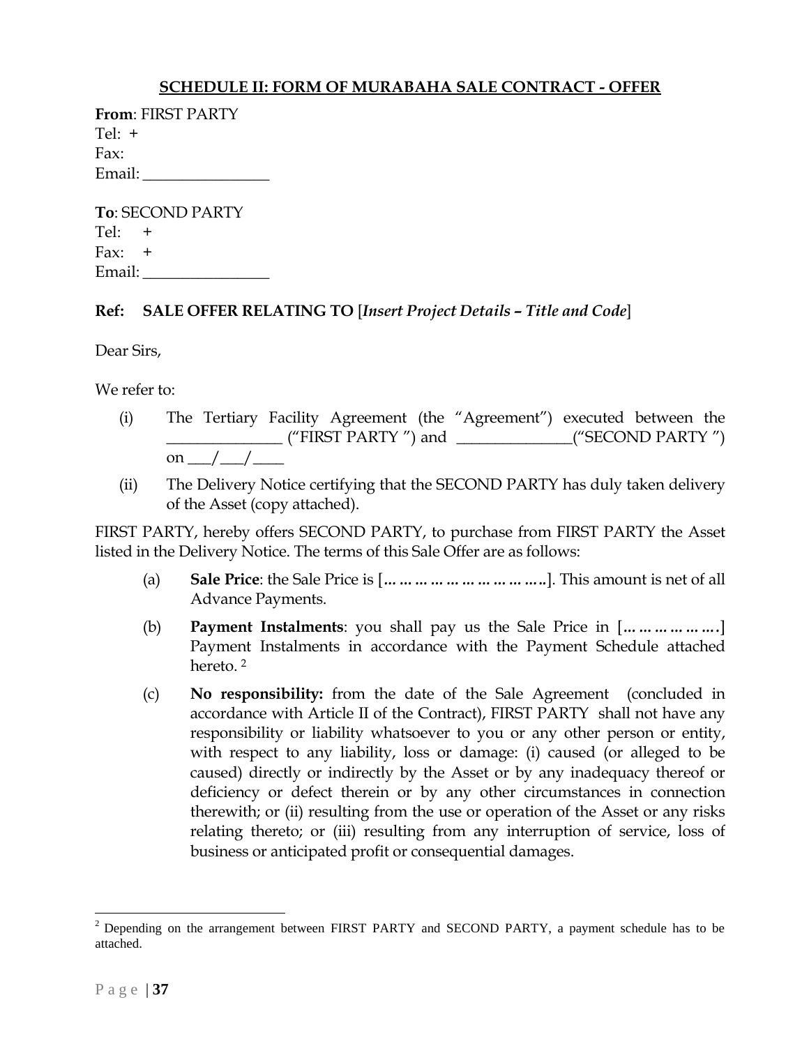## SCHEDULE II: FORM OF MURABAHA SALE CONTRACT - OFFER

**From**: FIRST PARTY
Tel: +
Fax:
Email: ________________

**To**: SECOND PARTY
Tel: +
Fax: +
Email: ________________

**Ref: SALE OFFER RELATING TO** [*Insert Project Details – Title and Code*]

Dear Sirs,

We refer to:

(i) The Tertiary Facility Agreement (the "Agreement") executed between the ______________ ("FIRST PARTY ") and ______________("SECOND PARTY ") on ___/___/____

(ii) The Delivery Notice certifying that the SECOND PARTY has duly taken delivery of the Asset (copy attached).

FIRST PARTY, hereby offers SECOND PARTY, to purchase from FIRST PARTY the Asset listed in the Delivery Notice. The terms of this Sale Offer are as follows:

(a) **Sale Price**: the Sale Price is [**……………………………..**]. This amount is net of all Advance Payments.

(b) **Payment Instalments**: you shall pay us the Sale Price in [**………………….**] Payment Instalments in accordance with the Payment Schedule attached hereto. [2]

(c) **No responsibility:** from the date of the Sale Agreement (concluded in accordance with Article II of the Contract), FIRST PARTY shall not have any responsibility or liability whatsoever to you or any other person or entity, with respect to any liability, loss or damage: (i) caused (or alleged to be caused) directly or indirectly by the Asset or by any inadequacy thereof or deficiency or defect therein or by any other circumstances in connection therewith; or (ii) resulting from the use or operation of the Asset or any risks relating thereto; or (iii) resulting from any interruption of service, loss of business or anticipated profit or consequential damages.

---

[2] Depending on the arrangement between FIRST PARTY and SECOND PARTY, a payment schedule has to be attached.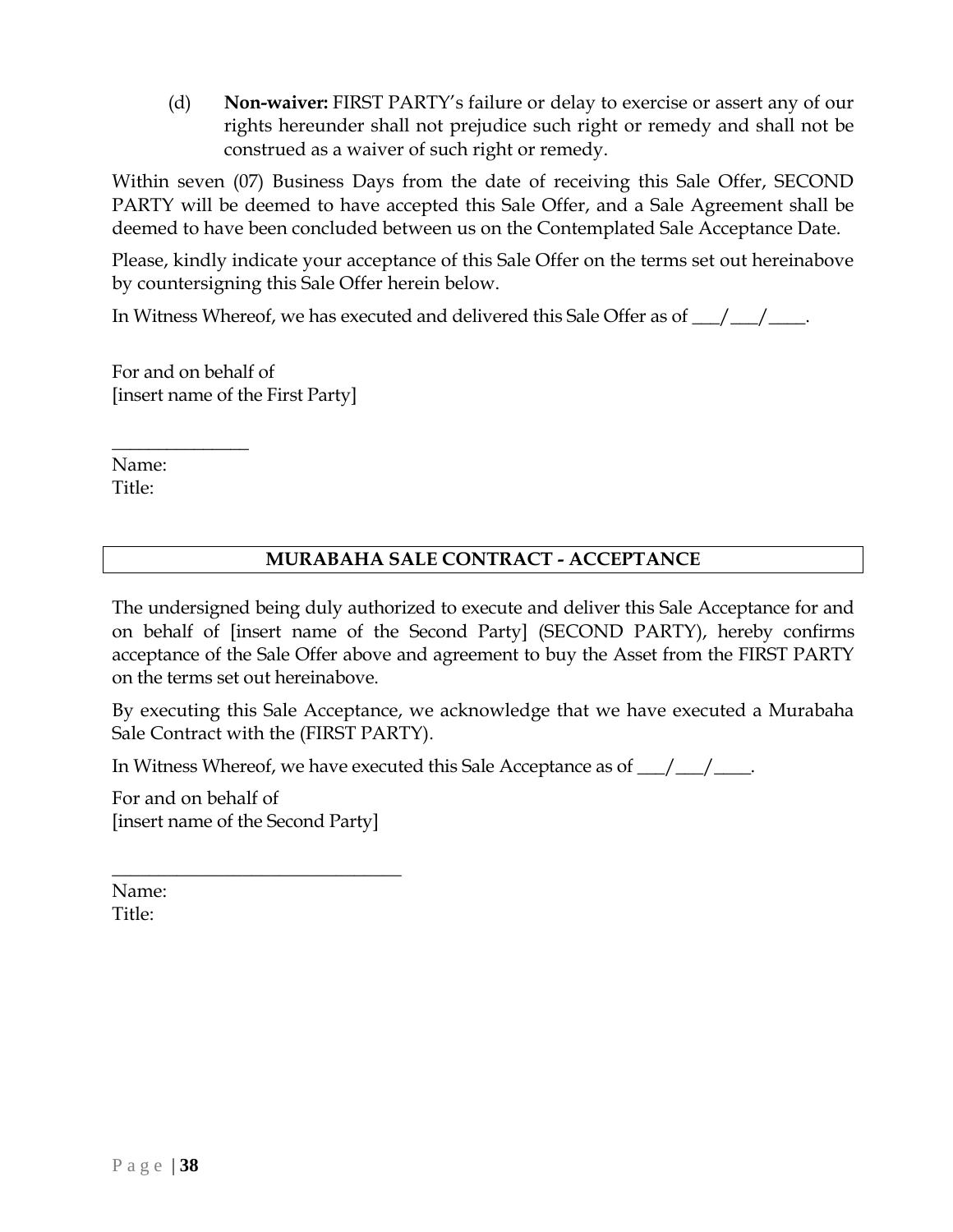(d) **Non-waiver:** FIRST PARTY's failure or delay to exercise or assert any of our rights hereunder shall not prejudice such right or remedy and shall not be construed as a waiver of such right or remedy.

Within seven (07) Business Days from the date of receiving this Sale Offer, SECOND PARTY will be deemed to have accepted this Sale Offer, and a Sale Agreement shall be deemed to have been concluded between us on the Contemplated Sale Acceptance Date.

Please, kindly indicate your acceptance of this Sale Offer on the terms set out hereinabove by countersigning this Sale Offer herein below.

In Witness Whereof, we has executed and delivered this Sale Offer as of ___/___/____.

For and on behalf of
[insert name of the First Party]

_______________
Name:
Title:

## MURABAHA SALE CONTRACT - ACCEPTANCE

The undersigned being duly authorized to execute and deliver this Sale Acceptance for and on behalf of [insert name of the Second Party] (SECOND PARTY), hereby confirms acceptance of the Sale Offer above and agreement to buy the Asset from the FIRST PARTY on the terms set out hereinabove.

By executing this Sale Acceptance, we acknowledge that we have executed a Murabaha Sale Contract with the (FIRST PARTY).

In Witness Whereof, we have executed this Sale Acceptance as of ___/___/____.

For and on behalf of
[insert name of the Second Party]

______________________________
Name:
Title: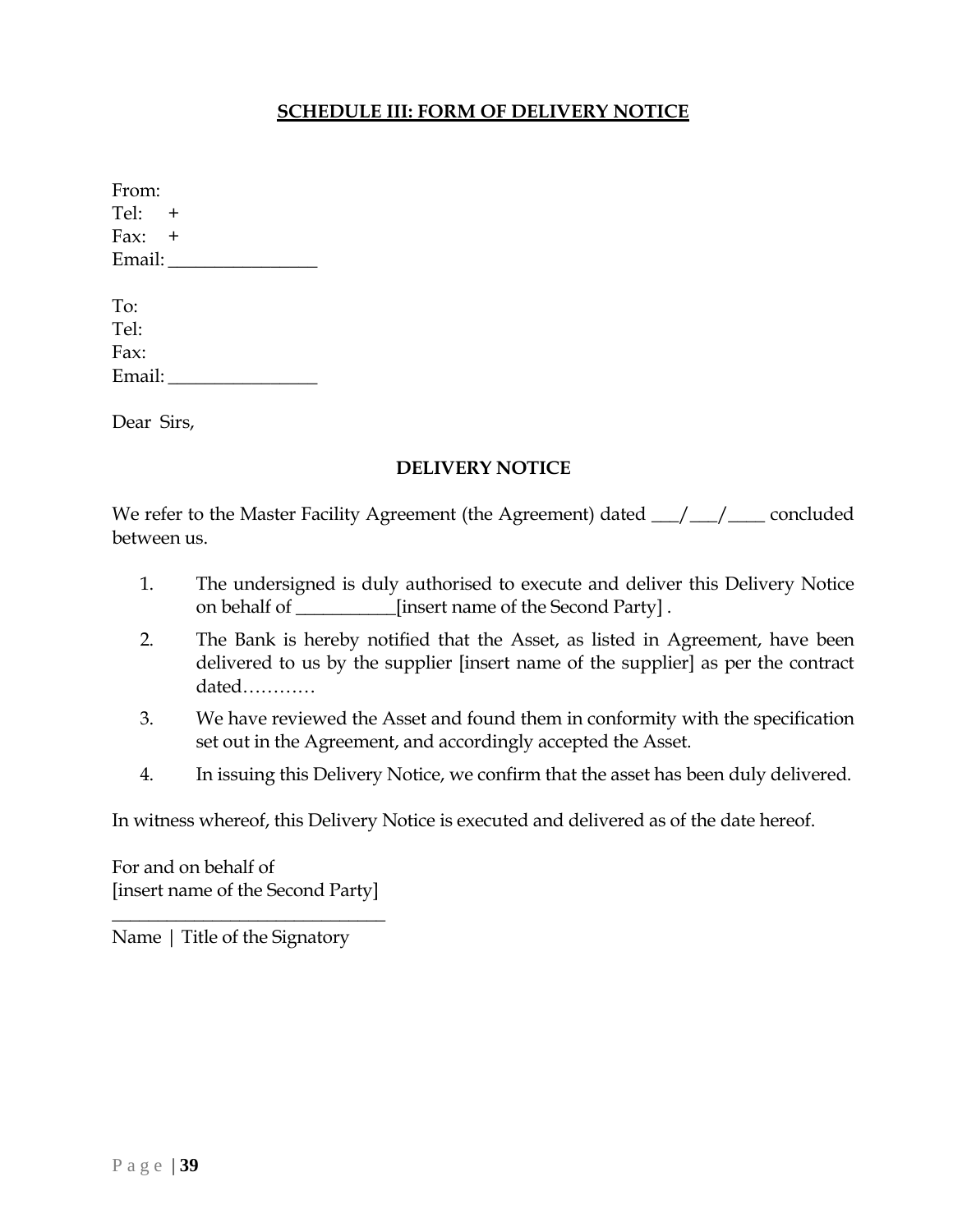## SCHEDULE III: FORM OF DELIVERY NOTICE

From:
Tel: +
Fax: +
Email: ________________

To:
Tel:
Fax:
Email: ________________

Dear Sirs,

**DELIVERY NOTICE**

We refer to the Master Facility Agreement (the Agreement) dated ___/___/____ concluded between us.

1. The undersigned is duly authorised to execute and deliver this Delivery Notice on behalf of ___________[insert name of the Second Party] .
2. The Bank is hereby notified that the Asset, as listed in Agreement, have been delivered to us by the supplier [insert name of the supplier] as per the contract dated…………
3. We have reviewed the Asset and found them in conformity with the specification set out in the Agreement, and accordingly accepted the Asset.
4. In issuing this Delivery Notice, we confirm that the asset has been duly delivered.

In witness whereof, this Delivery Notice is executed and delivered as of the date hereof.

For and on behalf of
[insert name of the Second Party]
______________________________
Name | Title of the Signatory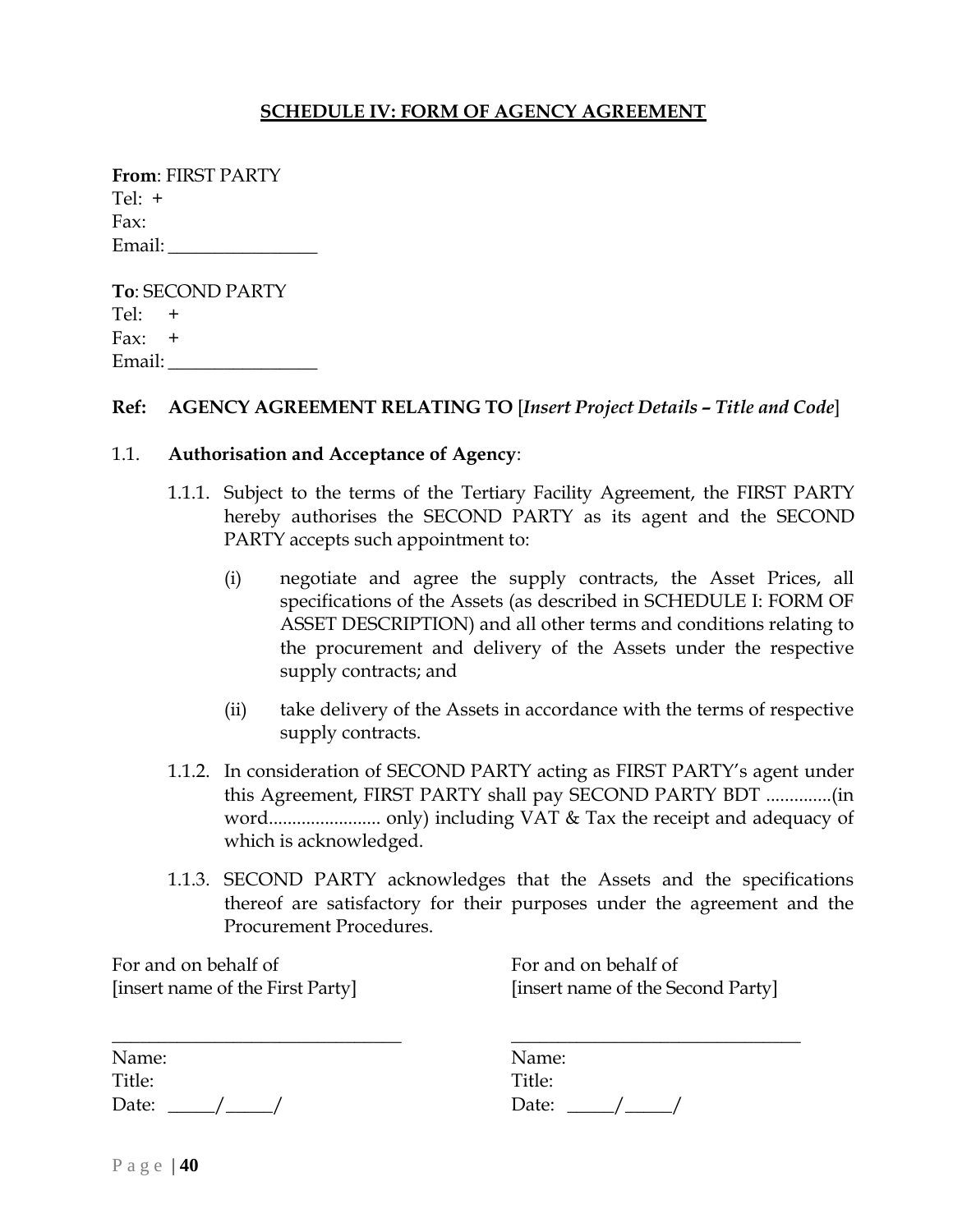# SCHEDULE IV: FORM OF AGENCY AGREEMENT

**From**: FIRST PARTY
Tel: +
Fax:
Email: ________________

**To**: SECOND PARTY
Tel: +
Fax: +
Email: ________________

**Ref: AGENCY AGREEMENT RELATING TO** [*Insert Project Details – Title and Code*]

1.1. **Authorisation and Acceptance of Agency**:

1.1.1. Subject to the terms of the Tertiary Facility Agreement, the FIRST PARTY hereby authorises the SECOND PARTY as its agent and the SECOND PARTY accepts such appointment to:

(i) negotiate and agree the supply contracts, the Asset Prices, all specifications of the Assets (as described in SCHEDULE I: FORM OF ASSET DESCRIPTION) and all other terms and conditions relating to the procurement and delivery of the Assets under the respective supply contracts; and

(ii) take delivery of the Assets in accordance with the terms of respective supply contracts.

1.1.2. In consideration of SECOND PARTY acting as FIRST PARTY's agent under this Agreement, FIRST PARTY shall pay SECOND PARTY BDT ..............(in word........................ only) including VAT & Tax the receipt and adequacy of which is acknowledged.

1.1.3. SECOND PARTY acknowledges that the Assets and the specifications thereof are satisfactory for their purposes under the agreement and the Procurement Procedures.

| For and on behalf of [insert name of the First Party] | For and on behalf of [insert name of the Second Party] |
|---|---|
| ________________________________ | ________________________________ |
| Name: | Name: |
| Title: | Title: |
| Date: _____/_____/ | Date: _____/_____/ |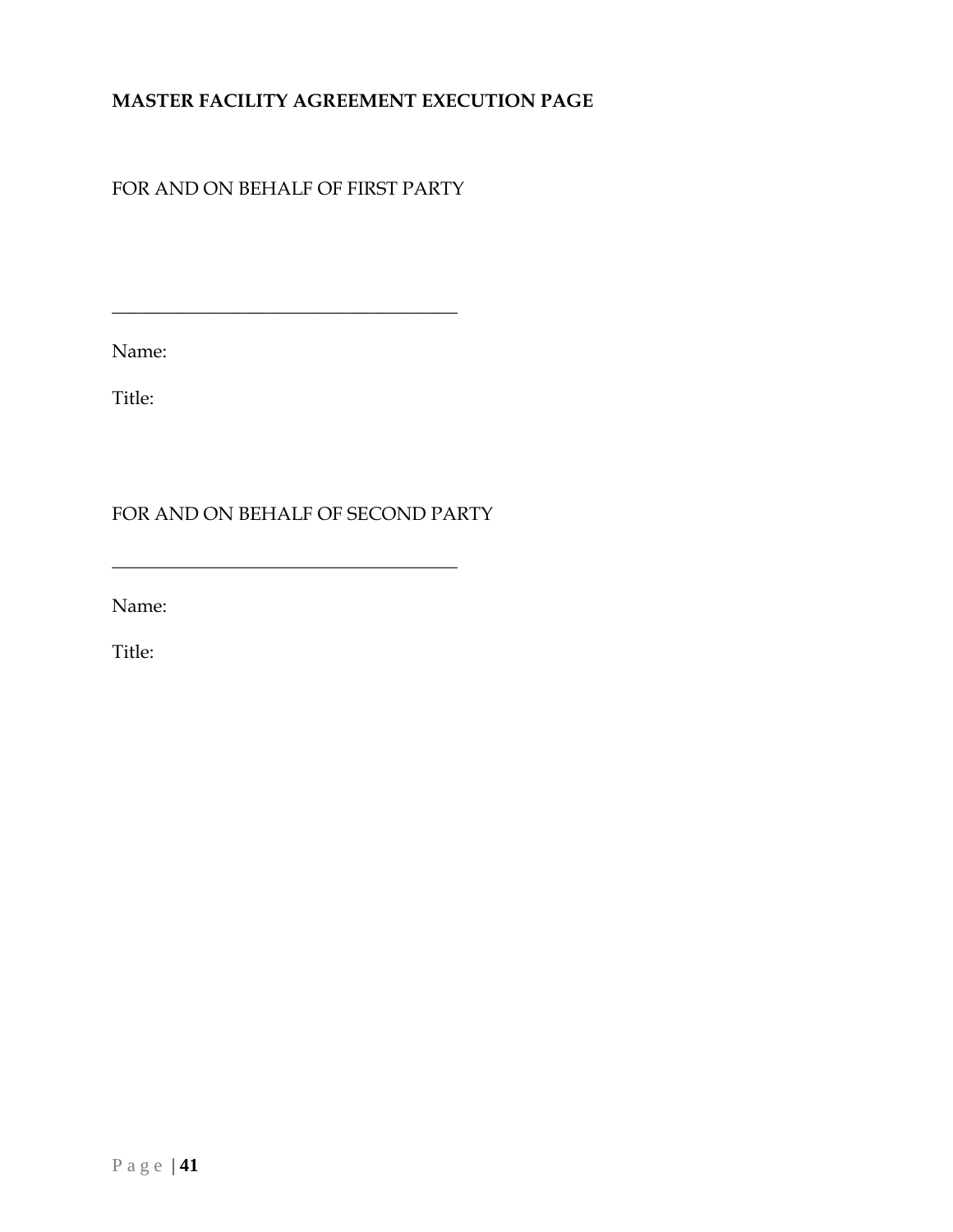**MASTER FACILITY AGREEMENT EXECUTION PAGE**

FOR AND ON BEHALF OF FIRST PARTY

_____________________________________

Name:

Title:

FOR AND ON BEHALF OF SECOND PARTY

_____________________________________

Name:

Title: